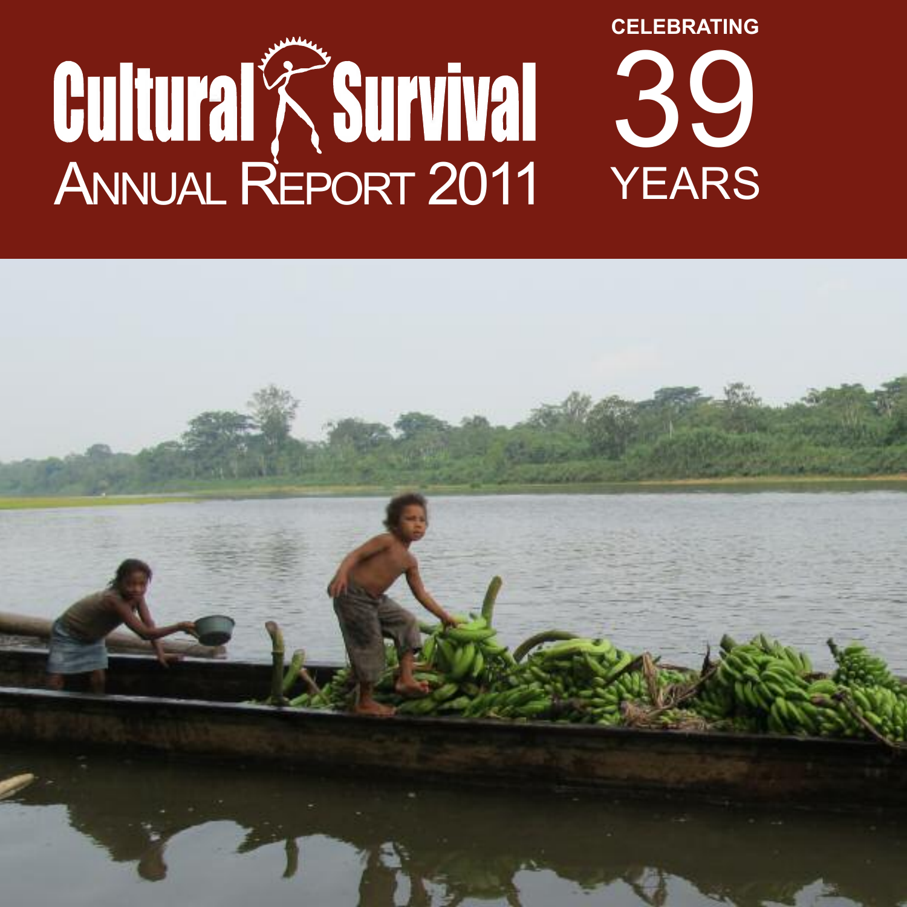# Cultural Survival

## Annual Report 2011

CELEBRATING 39 YEARS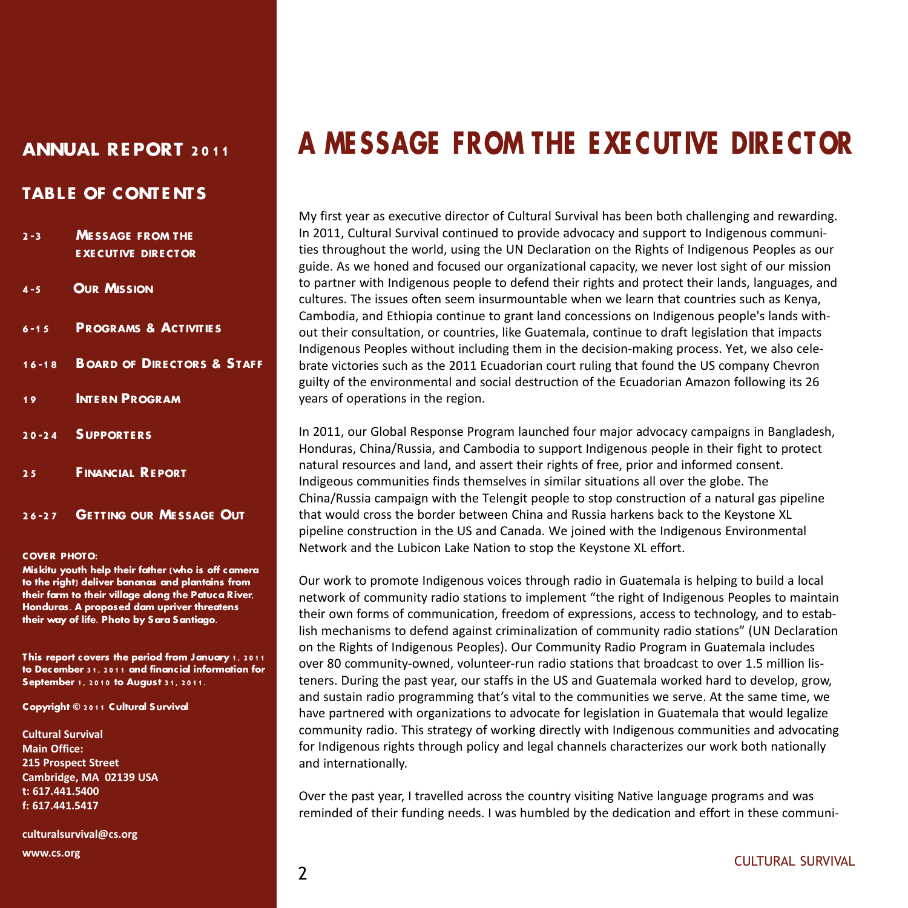## ANNUAL REPORT 2011

### TABLE OF CONTENTS

| | |
|---|---|
| 2-3 | Message from the Executive Director |
| 4-5 | Our Mission |
| 6-15 | Programs & Activities |
| 16-18 | Board of Directors & Staff |
| 19 | Intern Program |
| 20-24 | Supporters |
| 25 | Financial Report |
| 26-27 | Getting our Message Out |

**COVER PHOTO:**
**Miskitu youth help their father (who is off camera to the right) deliver bananas and plantains from their farm to their village along the Patuca River, Honduras. A proposed dam upriver threatens their way of life. Photo by Sara Santiago.**

**This report covers the period from January 1, 2011 to December 31, 2011 and financial information for September 1, 2010 to August 31, 2011.**

**Copyright © 2011 Cultural Survival**

**Cultural Survival**
**Main Office:**
**215 Prospect Street**
**Cambridge, MA 02139 USA**
**t: 617.441.5400**
**f: 617.441.5417**

**culturalsurvival@cs.org**
**www.cs.org**

# A MESSAGE FROM THE EXECUTIVE DIRECTOR

My first year as executive director of Cultural Survival has been both challenging and rewarding. In 2011, Cultural Survival continued to provide advocacy and support to Indigenous communities throughout the world, using the UN Declaration on the Rights of Indigenous Peoples as our guide. As we honed and focused our organizational capacity, we never lost sight of our mission to partner with Indigenous people to defend their rights and protect their lands, languages, and cultures. The issues often seem insurmountable when we learn that countries such as Kenya, Cambodia, and Ethiopia continue to grant land concessions on Indigenous people's lands without their consultation, or countries, like Guatemala, continue to draft legislation that impacts Indigenous Peoples without including them in the decision-making process. Yet, we also celebrate victories such as the 2011 Ecuadorian court ruling that found the US company Chevron guilty of the environmental and social destruction of the Ecuadorian Amazon following its 26 years of operations in the region.

In 2011, our Global Response Program launched four major advocacy campaigns in Bangladesh, Honduras, China/Russia, and Cambodia to support Indigenous people in their fight to protect natural resources and land, and assert their rights of free, prior and informed consent. Indigeous communities finds themselves in similar situations all over the globe. The China/Russia campaign with the Telengit people to stop construction of a natural gas pipeline that would cross the border between China and Russia harkens back to the Keystone XL pipeline construction in the US and Canada. We joined with the Indigenous Environmental Network and the Lubicon Lake Nation to stop the Keystone XL effort.

Our work to promote Indigenous voices through radio in Guatemala is helping to build a local network of community radio stations to implement "the right of Indigenous Peoples to maintain their own forms of communication, freedom of expressions, access to technology, and to establish mechanisms to defend against criminalization of community radio stations" (UN Declaration on the Rights of Indigenous Peoples). Our Community Radio Program in Guatemala includes over 80 community-owned, volunteer-run radio stations that broadcast to over 1.5 million listeners. During the past year, our staffs in the US and Guatemala worked hard to develop, grow, and sustain radio programming that's vital to the communities we serve. At the same time, we have partnered with organizations to advocate for legislation in Guatemala that would legalize community radio. This strategy of working directly with Indigenous communities and advocating for Indigenous rights through policy and legal channels characterizes our work both nationally and internationally.

Over the past year, I travelled across the country visiting Native language programs and was reminded of their funding needs. I was humbled by the dedication and effort in these communi-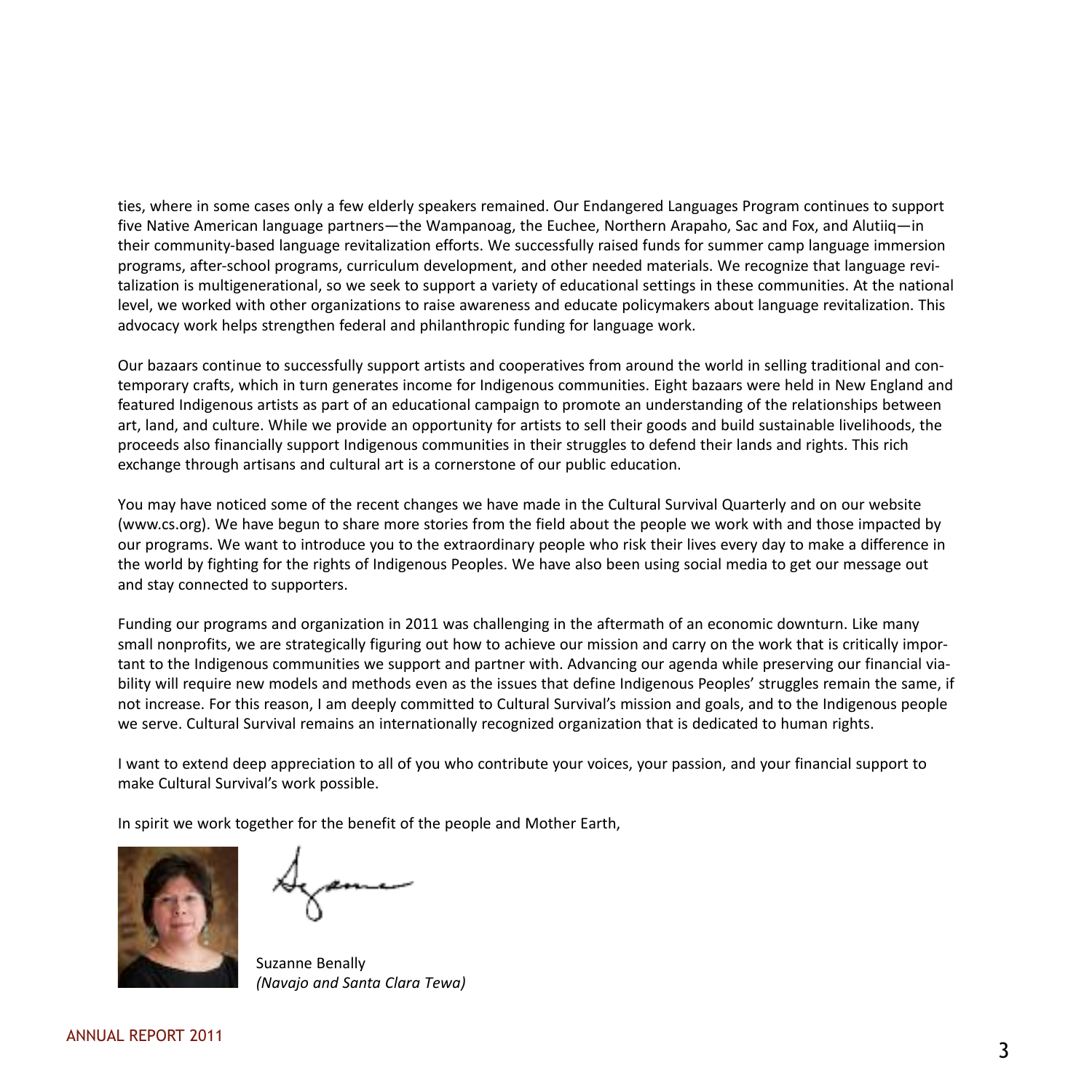ties, where in some cases only a few elderly speakers remained. Our Endangered Languages Program continues to support five Native American language partners—the Wampanoag, the Euchee, Northern Arapaho, Sac and Fox, and Alutiiq—in their community-based language revitalization efforts. We successfully raised funds for summer camp language immersion programs, after-school programs, curriculum development, and other needed materials. We recognize that language revitalization is multigenerational, so we seek to support a variety of educational settings in these communities. At the national level, we worked with other organizations to raise awareness and educate policymakers about language revitalization. This advocacy work helps strengthen federal and philanthropic funding for language work.

Our bazaars continue to successfully support artists and cooperatives from around the world in selling traditional and contemporary crafts, which in turn generates income for Indigenous communities. Eight bazaars were held in New England and featured Indigenous artists as part of an educational campaign to promote an understanding of the relationships between art, land, and culture. While we provide an opportunity for artists to sell their goods and build sustainable livelihoods, the proceeds also financially support Indigenous communities in their struggles to defend their lands and rights. This rich exchange through artisans and cultural art is a cornerstone of our public education.

You may have noticed some of the recent changes we have made in the Cultural Survival Quarterly and on our website (www.cs.org). We have begun to share more stories from the field about the people we work with and those impacted by our programs. We want to introduce you to the extraordinary people who risk their lives every day to make a difference in the world by fighting for the rights of Indigenous Peoples. We have also been using social media to get our message out and stay connected to supporters.

Funding our programs and organization in 2011 was challenging in the aftermath of an economic downturn. Like many small nonprofits, we are strategically figuring out how to achieve our mission and carry on the work that is critically important to the Indigenous communities we support and partner with. Advancing our agenda while preserving our financial viability will require new models and methods even as the issues that define Indigenous Peoples' struggles remain the same, if not increase. For this reason, I am deeply committed to Cultural Survival's mission and goals, and to the Indigenous people we serve. Cultural Survival remains an internationally recognized organization that is dedicated to human rights.

I want to extend deep appreciation to all of you who contribute your voices, your passion, and your financial support to make Cultural Survival's work possible.

In spirit we work together for the benefit of the people and Mother Earth,

Suzanne Benally
*(Navajo and Santa Clara Tewa)*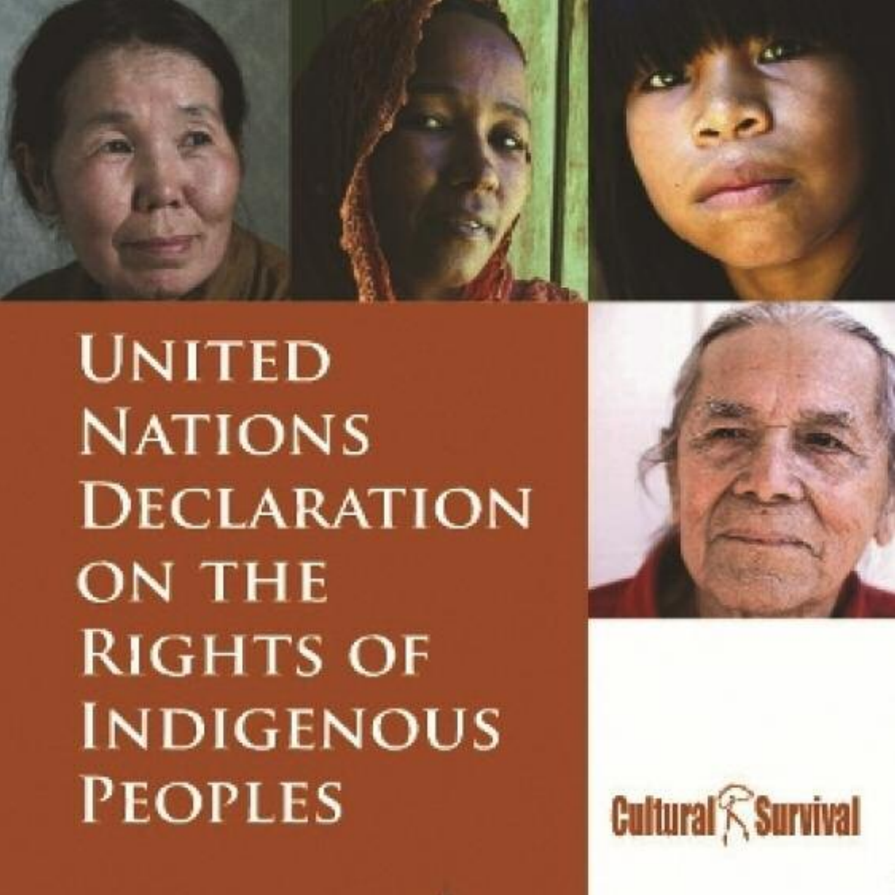# United Nations Declaration on the Rights of Indigenous Peoples

Cultural Survival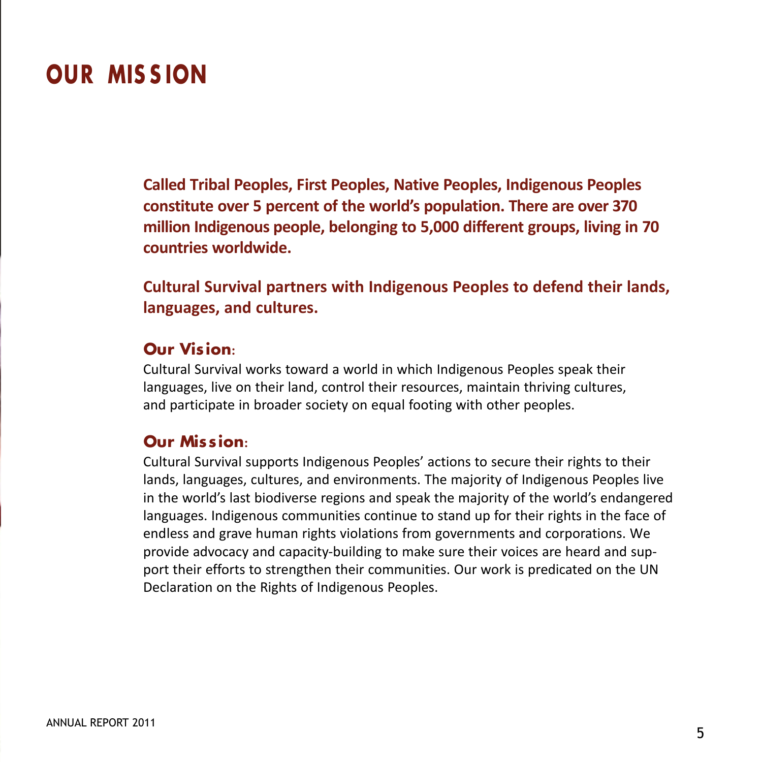# OUR MISSION

**Called Tribal Peoples, First Peoples, Native Peoples, Indigenous Peoples constitute over 5 percent of the world's population. There are over 370 million Indigenous people, belonging to 5,000 different groups, living in 70 countries worldwide.**

**Cultural Survival partners with Indigenous Peoples to defend their lands, languages, and cultures.**

## Our Vision:

Cultural Survival works toward a world in which Indigenous Peoples speak their languages, live on their land, control their resources, maintain thriving cultures, and participate in broader society on equal footing with other peoples.

## Our Mission:

Cultural Survival supports Indigenous Peoples' actions to secure their rights to their lands, languages, cultures, and environments. The majority of Indigenous Peoples live in the world's last biodiverse regions and speak the majority of the world's endangered languages. Indigenous communities continue to stand up for their rights in the face of endless and grave human rights violations from governments and corporations. We provide advocacy and capacity-building to make sure their voices are heard and support their efforts to strengthen their communities. Our work is predicated on the UN Declaration on the Rights of Indigenous Peoples.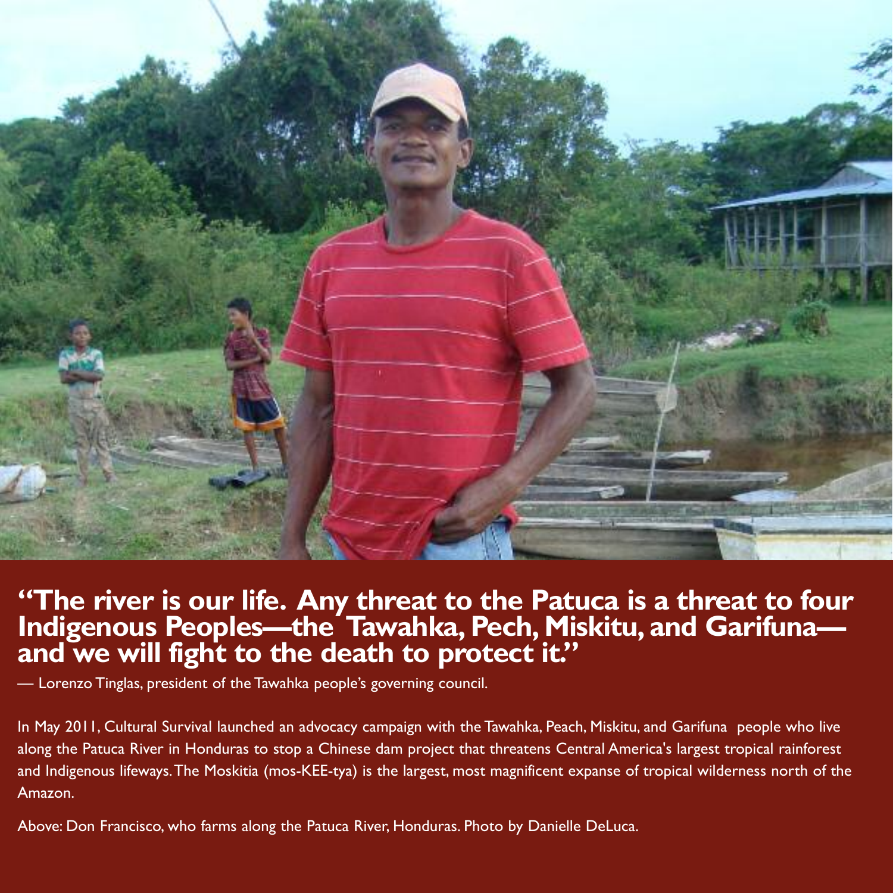**"The river is our life. Any threat to the Patuca is a threat to four Indigenous Peoples—the Tawahka, Pech, Miskitu, and Garifuna—and we will fight to the death to protect it."**

— Lorenzo Tinglas, president of the Tawahka people's governing council.

In May 2011, Cultural Survival launched an advocacy campaign with the Tawahka, Peach, Miskitu, and Garifuna people who live along the Patuca River in Honduras to stop a Chinese dam project that threatens Central America's largest tropical rainforest and Indigenous lifeways. The Moskitia (mos-KEE-tya) is the largest, most magnificent expanse of tropical wilderness north of the Amazon.

Above: Don Francisco, who farms along the Patuca River, Honduras. Photo by Danielle DeLuca.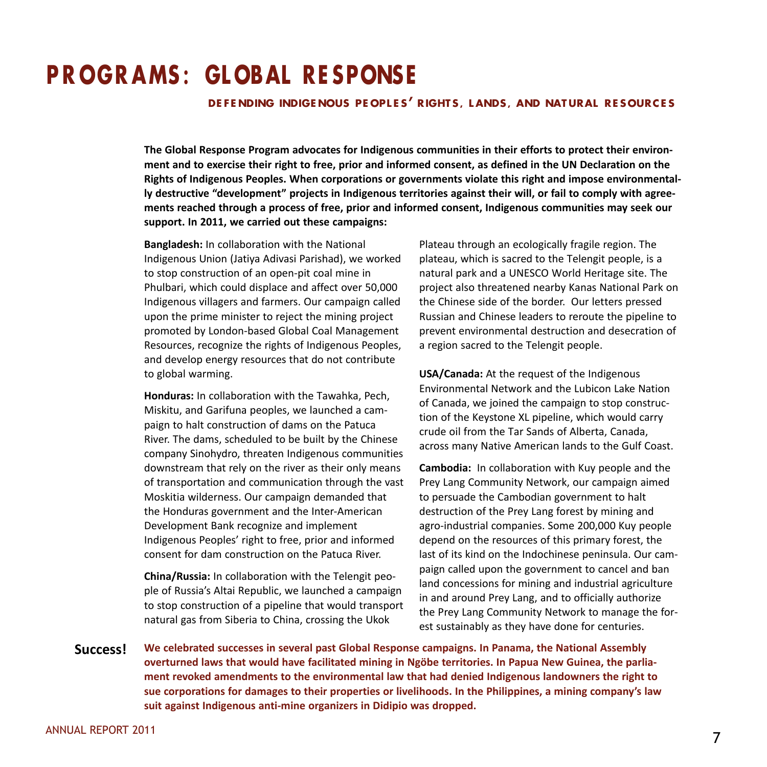# PROGRAMS: GLOBAL RESPONSE

## DEFENDING INDIGENOUS PEOPLES' RIGHTS, LANDS, AND NATURAL RESOURCES

**The Global Response Program advocates for Indigenous communities in their efforts to protect their environment and to exercise their right to free, prior and informed consent, as defined in the UN Declaration on the Rights of Indigenous Peoples. When corporations or governments violate this right and impose environmentally destructive "development" projects in Indigenous territories against their will, or fail to comply with agreements reached through a process of free, prior and informed consent, Indigenous communities may seek our support. In 2011, we carried out these campaigns:**

**Bangladesh:** In collaboration with the National Indigenous Union (Jatiya Adivasi Parishad), we worked to stop construction of an open-pit coal mine in Phulbari, which could displace and affect over 50,000 Indigenous villagers and farmers. Our campaign called upon the prime minister to reject the mining project promoted by London-based Global Coal Management Resources, recognize the rights of Indigenous Peoples, and develop energy resources that do not contribute to global warming.

**Honduras:** In collaboration with the Tawahka, Pech, Miskitu, and Garifuna peoples, we launched a campaign to halt construction of dams on the Patuca River. The dams, scheduled to be built by the Chinese company Sinohydro, threaten Indigenous communities downstream that rely on the river as their only means of transportation and communication through the vast Moskitia wilderness. Our campaign demanded that the Honduras government and the Inter-American Development Bank recognize and implement Indigenous Peoples' right to free, prior and informed consent for dam construction on the Patuca River.

**China/Russia:** In collaboration with the Telengit people of Russia's Altai Republic, we launched a campaign to stop construction of a pipeline that would transport natural gas from Siberia to China, crossing the Ukok Plateau through an ecologically fragile region. The plateau, which is sacred to the Telengit people, is a natural park and a UNESCO World Heritage site. The project also threatened nearby Kanas National Park on the Chinese side of the border. Our letters pressed Russian and Chinese leaders to reroute the pipeline to prevent environmental destruction and desecration of a region sacred to the Telengit people.

**USA/Canada:** At the request of the Indigenous Environmental Network and the Lubicon Lake Nation of Canada, we joined the campaign to stop construction of the Keystone XL pipeline, which would carry crude oil from the Tar Sands of Alberta, Canada, across many Native American lands to the Gulf Coast.

**Cambodia:** In collaboration with Kuy people and the Prey Lang Community Network, our campaign aimed to persuade the Cambodian government to halt destruction of the Prey Lang forest by mining and agro-industrial companies. Some 200,000 Kuy people depend on the resources of this primary forest, the last of its kind on the Indochinese peninsula. Our campaign called upon the government to cancel and ban land concessions for mining and industrial agriculture in and around Prey Lang, and to officially authorize the Prey Lang Community Network to manage the forest sustainably as they have done for centuries.

**Success!** **We celebrated successes in several past Global Response campaigns. In Panama, the National Assembly overturned laws that would have facilitated mining in Ngöbe territories. In Papua New Guinea, the parliament revoked amendments to the environmental law that had denied Indigenous landowners the right to sue corporations for damages to their properties or livelihoods. In the Philippines, a mining company's law suit against Indigenous anti-mine organizers in Didipio was dropped.**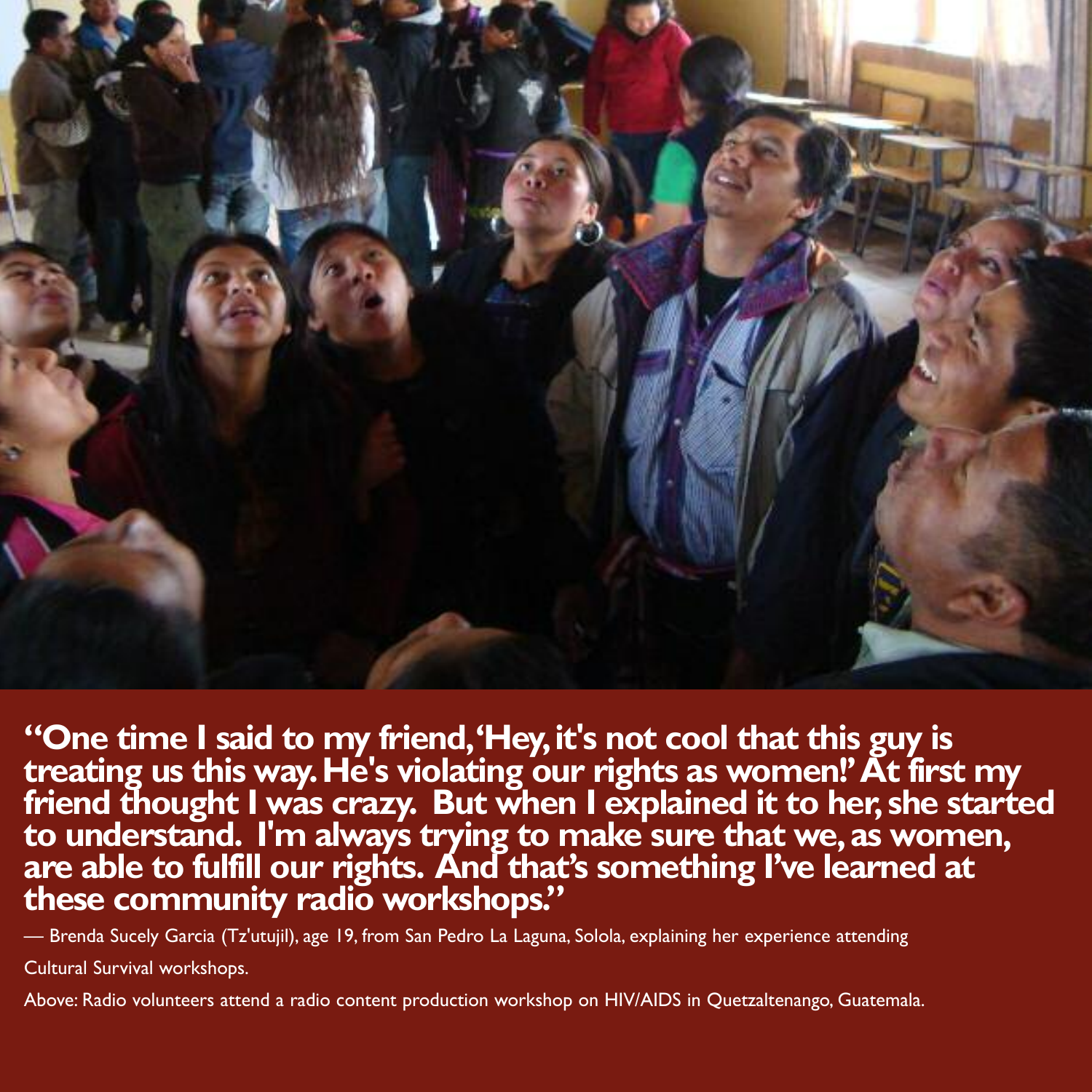**"One time I said to my friend, 'Hey, it's not cool that this guy is treating us this way. He's violating our rights as women!' At first my friend thought I was crazy. But when I explained it to her, she started to understand. I'm always trying to make sure that we, as women, are able to fulfill our rights. And that's something I've learned at these community radio workshops."**

— Brenda Sucely Garcia (Tz'utujil), age 19, from San Pedro La Laguna, Solola, explaining her experience attending Cultural Survival workshops.

Above: Radio volunteers attend a radio content production workshop on HIV/AIDS in Quetzaltenango, Guatemala.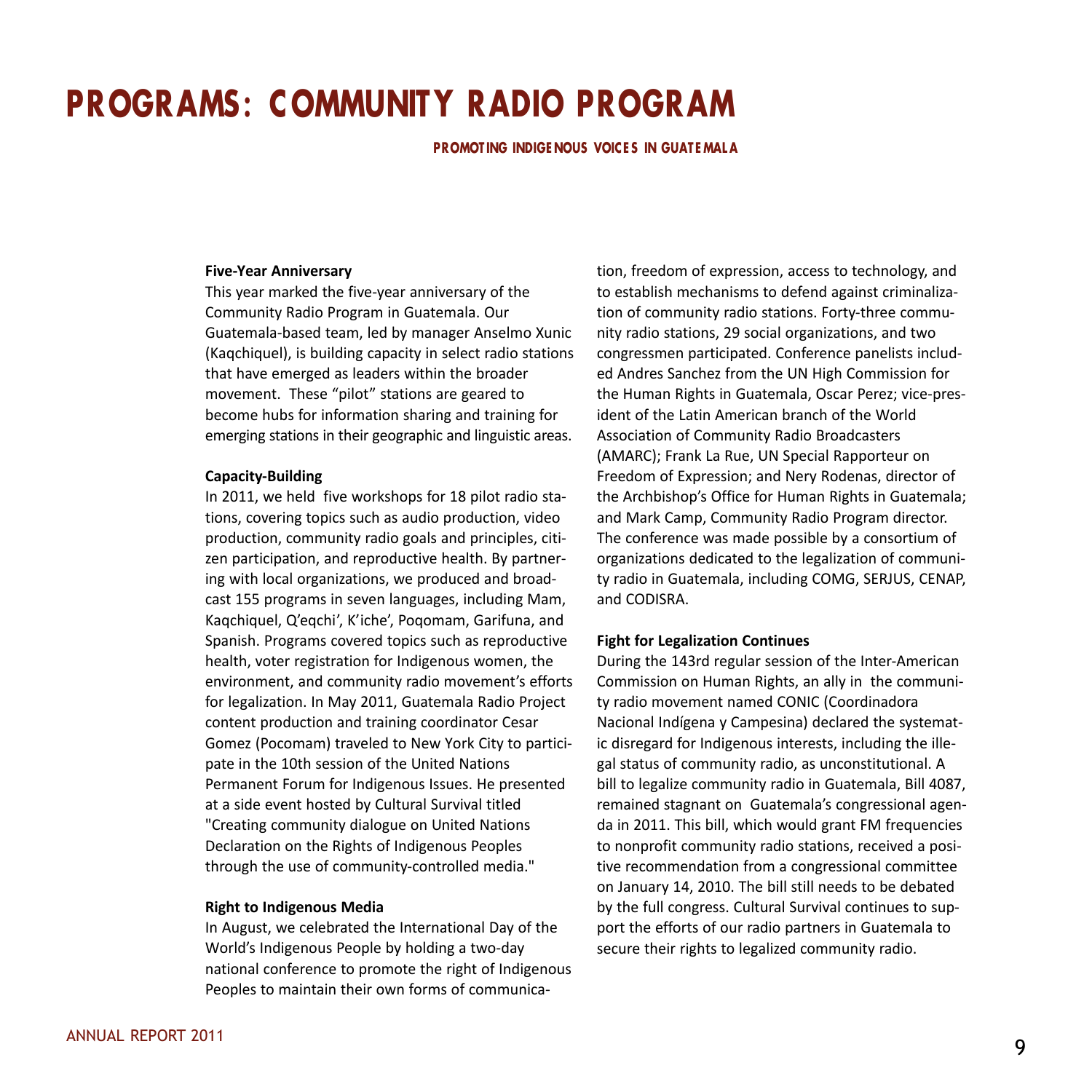# PROGRAMS: COMMUNITY RADIO PROGRAM

**PROMOTING INDIGENOUS VOICES IN GUATEMALA**

**Five-Year Anniversary**

This year marked the five-year anniversary of the Community Radio Program in Guatemala. Our Guatemala-based team, led by manager Anselmo Xunic (Kaqchiquel), is building capacity in select radio stations that have emerged as leaders within the broader movement. These "pilot" stations are geared to become hubs for information sharing and training for emerging stations in their geographic and linguistic areas.

**Capacity-Building**

In 2011, we held five workshops for 18 pilot radio stations, covering topics such as audio production, video production, community radio goals and principles, citizen participation, and reproductive health. By partnering with local organizations, we produced and broadcast 155 programs in seven languages, including Mam, Kaqchiquel, Q'eqchi', K'iche', Poqomam, Garifuna, and Spanish. Programs covered topics such as reproductive health, voter registration for Indigenous women, the environment, and community radio movement's efforts for legalization. In May 2011, Guatemala Radio Project content production and training coordinator Cesar Gomez (Pocomam) traveled to New York City to participate in the 10th session of the United Nations Permanent Forum for Indigenous Issues. He presented at a side event hosted by Cultural Survival titled "Creating community dialogue on United Nations Declaration on the Rights of Indigenous Peoples through the use of community-controlled media."

**Right to Indigenous Media**

In August, we celebrated the International Day of the World's Indigenous People by holding a two-day national conference to promote the right of Indigenous Peoples to maintain their own forms of communication, freedom of expression, access to technology, and to establish mechanisms to defend against criminalization of community radio stations. Forty-three community radio stations, 29 social organizations, and two congressmen participated. Conference panelists included Andres Sanchez from the UN High Commission for the Human Rights in Guatemala, Oscar Perez; vice-president of the Latin American branch of the World Association of Community Radio Broadcasters (AMARC); Frank La Rue, UN Special Rapporteur on Freedom of Expression; and Nery Rodenas, director of the Archbishop's Office for Human Rights in Guatemala; and Mark Camp, Community Radio Program director. The conference was made possible by a consortium of organizations dedicated to the legalization of community radio in Guatemala, including COMG, SERJUS, CENAP, and CODISRA.

**Fight for Legalization Continues**

During the 143rd regular session of the Inter-American Commission on Human Rights, an ally in the community radio movement named CONIC (Coordinadora Nacional Indígena y Campesina) declared the systematic disregard for Indigenous interests, including the illegal status of community radio, as unconstitutional. A bill to legalize community radio in Guatemala, Bill 4087, remained stagnant on Guatemala's congressional agenda in 2011. This bill, which would grant FM frequencies to nonprofit community radio stations, received a positive recommendation from a congressional committee on January 14, 2010. The bill still needs to be debated by the full congress. Cultural Survival continues to support the efforts of our radio partners in Guatemala to secure their rights to legalized community radio.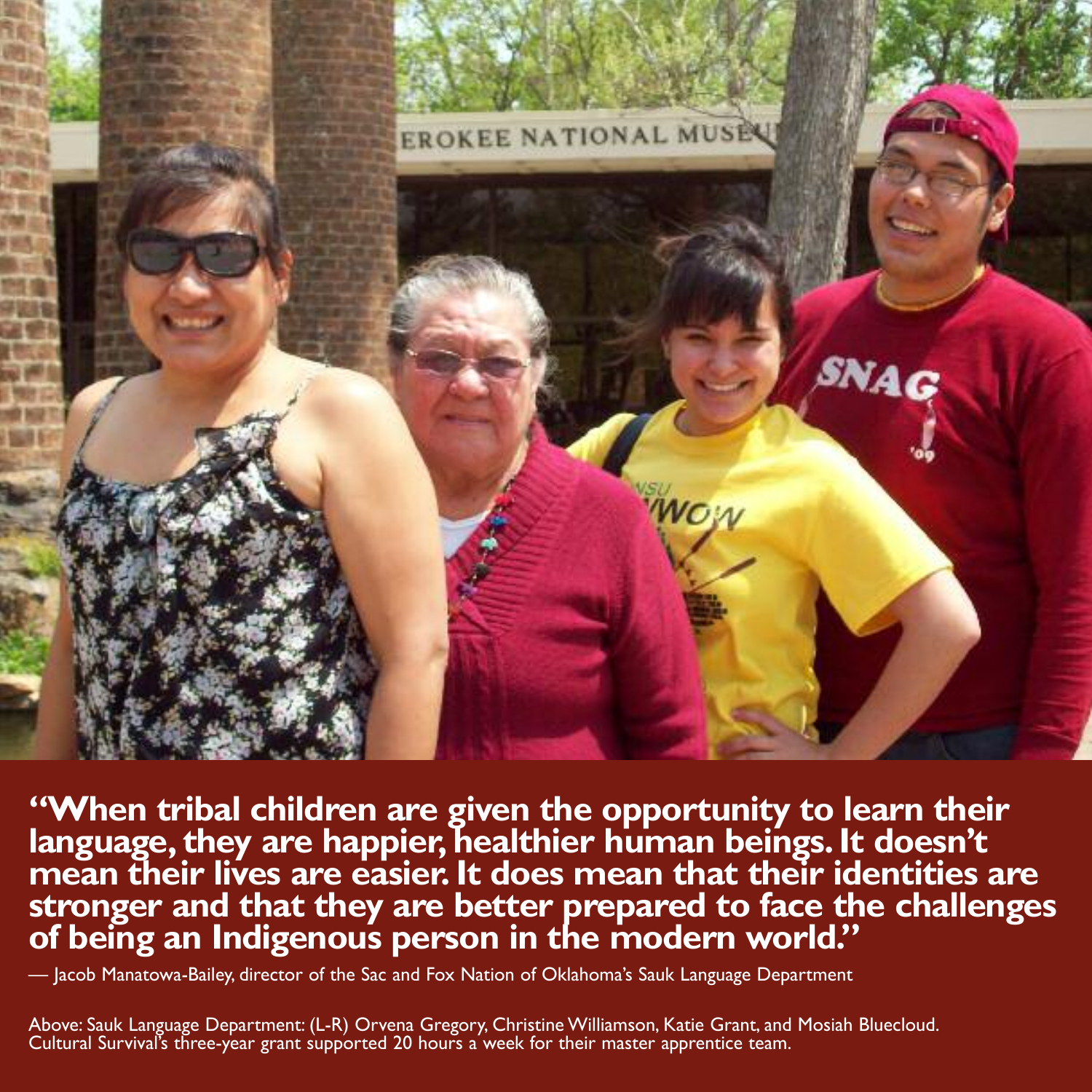**"When tribal children are given the opportunity to learn their language, they are happier, healthier human beings. It doesn't mean their lives are easier. It does mean that their identities are stronger and that they are better prepared to face the challenges of being an Indigenous person in the modern world."**

— Jacob Manatowa-Bailey, director of the Sac and Fox Nation of Oklahoma's Sauk Language Department

Above: Sauk Language Department: (L-R) Orvena Gregory, Christine Williamson, Katie Grant, and Mosiah Bluecloud. Cultural Survival's three-year grant supported 20 hours a week for their master apprentice team.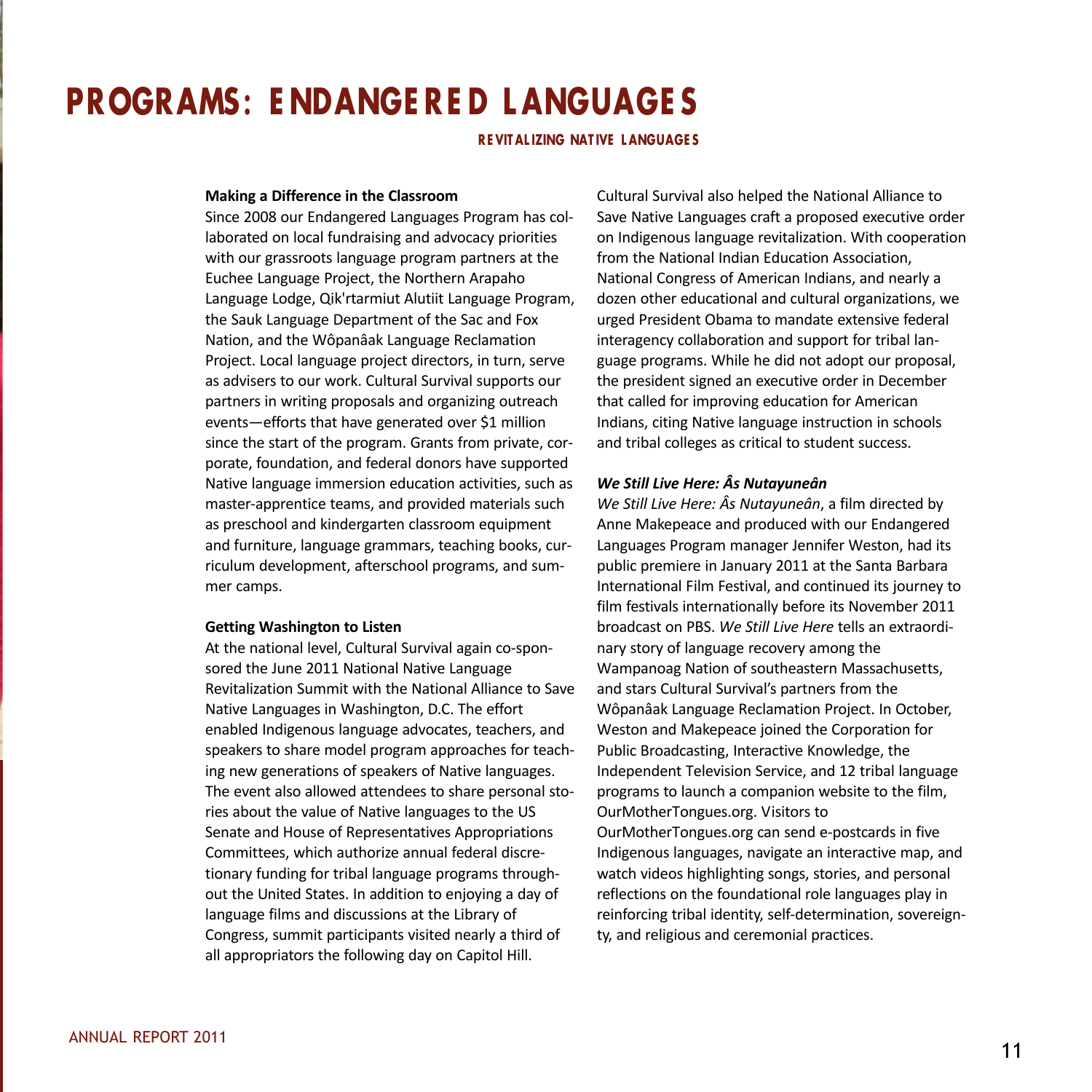# PROGRAMS: ENDANGERED LANGUAGES

## REVITALIZING NATIVE LANGUAGES

**Making a Difference in the Classroom**

Since 2008 our Endangered Languages Program has collaborated on local fundraising and advocacy priorities with our grassroots language program partners at the Euchee Language Project, the Northern Arapaho Language Lodge, Qik'rtarmiut Alutiit Language Program, the Sauk Language Department of the Sac and Fox Nation, and the Wôpanâak Language Reclamation Project. Local language project directors, in turn, serve as advisers to our work. Cultural Survival supports our partners in writing proposals and organizing outreach events—efforts that have generated over $1 million since the start of the program. Grants from private, corporate, foundation, and federal donors have supported Native language immersion education activities, such as master-apprentice teams, and provided materials such as preschool and kindergarten classroom equipment and furniture, language grammars, teaching books, curriculum development, afterschool programs, and summer camps.

**Getting Washington to Listen**

At the national level, Cultural Survival again co-sponsored the June 2011 National Native Language Revitalization Summit with the National Alliance to Save Native Languages in Washington, D.C. The effort enabled Indigenous language advocates, teachers, and speakers to share model program approaches for teaching new generations of speakers of Native languages. The event also allowed attendees to share personal stories about the value of Native languages to the US Senate and House of Representatives Appropriations Committees, which authorize annual federal discretionary funding for tribal language programs throughout the United States. In addition to enjoying a day of language films and discussions at the Library of Congress, summit participants visited nearly a third of all appropriators the following day on Capitol Hill.

Cultural Survival also helped the National Alliance to Save Native Languages craft a proposed executive order on Indigenous language revitalization. With cooperation from the National Indian Education Association, National Congress of American Indians, and nearly a dozen other educational and cultural organizations, we urged President Obama to mandate extensive federal interagency collaboration and support for tribal language programs. While he did not adopt our proposal, the president signed an executive order in December that called for improving education for American Indians, citing Native language instruction in schools and tribal colleges as critical to student success.

***We Still Live Here: Âs Nutayuneân***

*We Still Live Here: Âs Nutayuneân*, a film directed by Anne Makepeace and produced with our Endangered Languages Program manager Jennifer Weston, had its public premiere in January 2011 at the Santa Barbara International Film Festival, and continued its journey to film festivals internationally before its November 2011 broadcast on PBS. *We Still Live Here* tells an extraordinary story of language recovery among the Wampanoag Nation of southeastern Massachusetts, and stars Cultural Survival's partners from the Wôpanâak Language Reclamation Project. In October, Weston and Makepeace joined the Corporation for Public Broadcasting, Interactive Knowledge, the Independent Television Service, and 12 tribal language programs to launch a companion website to the film, OurMotherTongues.org. Visitors to OurMotherTongues.org can send e-postcards in five Indigenous languages, navigate an interactive map, and watch videos highlighting songs, stories, and personal reflections on the foundational role languages play in reinforcing tribal identity, self-determination, sovereignty, and religious and ceremonial practices.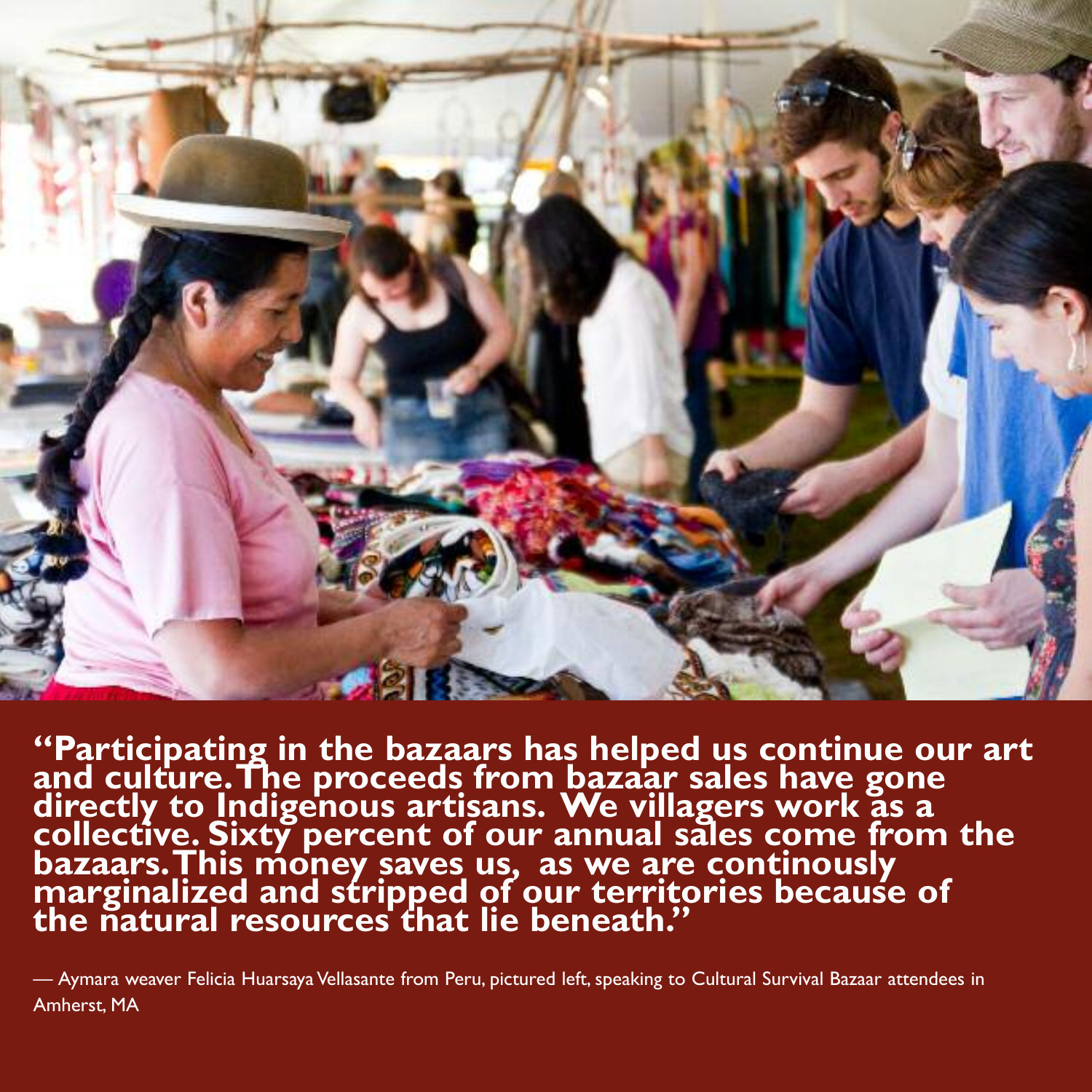**"Participating in the bazaars has helped us continue our art and culture. The proceeds from bazaar sales have gone directly to Indigenous artisans. We villagers work as a collective. Sixty percent of our annual sales come from the bazaars. This money saves us, as we are continously marginalized and stripped of our territories because of the natural resources that lie beneath."**

— Aymara weaver Felicia Huarsaya Vellasante from Peru, pictured left, speaking to Cultural Survival Bazaar attendees in Amherst, MA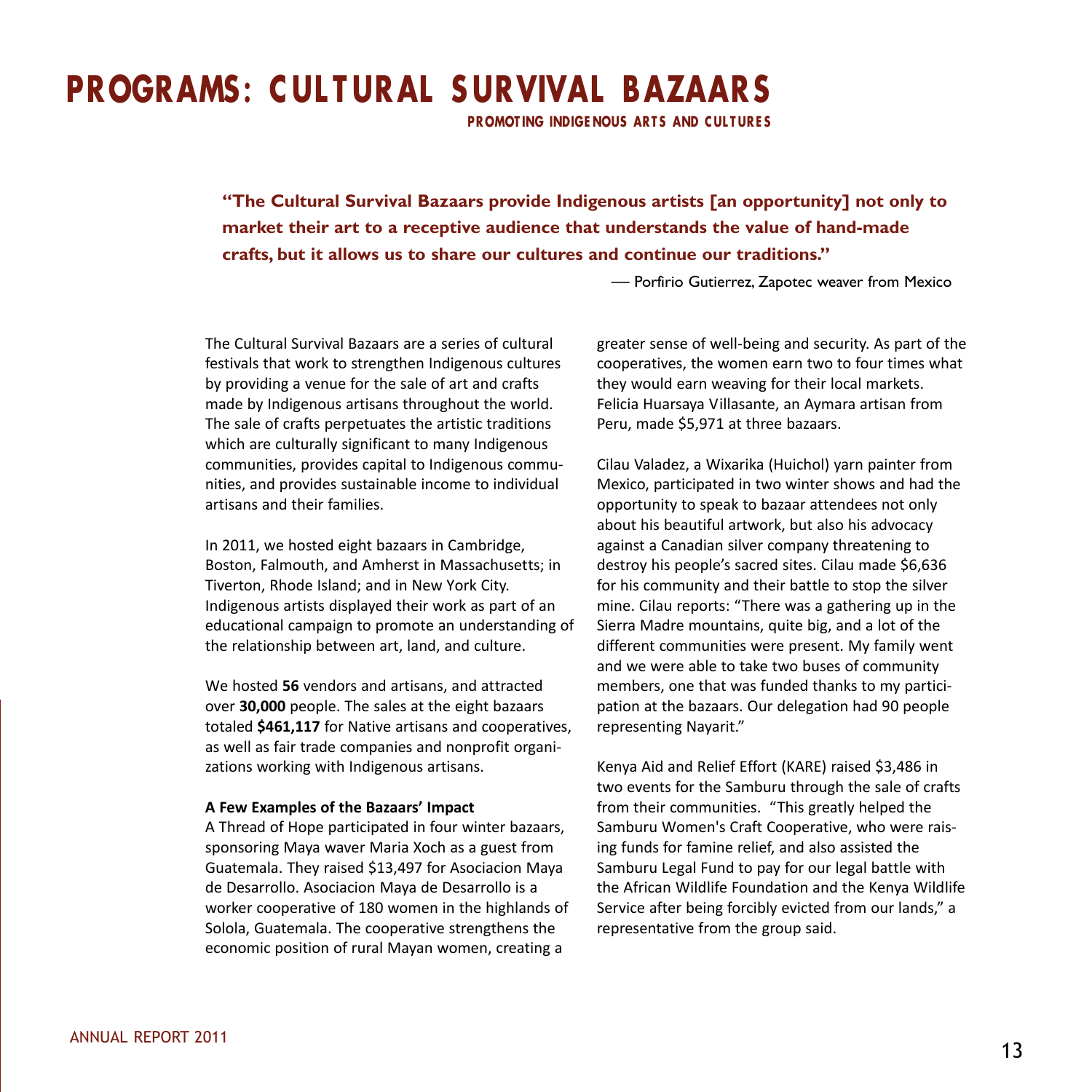# PROGRAMS: CULTURAL SURVIVAL BAZAARS

## PROMOTING INDIGENOUS ARTS AND CULTURES

**"The Cultural Survival Bazaars provide Indigenous artists [an opportunity] not only to market their art to a receptive audience that understands the value of hand-made crafts, but it allows us to share our cultures and continue our traditions."**

— Porfirio Gutierrez, Zapotec weaver from Mexico

The Cultural Survival Bazaars are a series of cultural festivals that work to strengthen Indigenous cultures by providing a venue for the sale of art and crafts made by Indigenous artisans throughout the world. The sale of crafts perpetuates the artistic traditions which are culturally significant to many Indigenous communities, provides capital to Indigenous communities, and provides sustainable income to individual artisans and their families.

In 2011, we hosted eight bazaars in Cambridge, Boston, Falmouth, and Amherst in Massachusetts; in Tiverton, Rhode Island; and in New York City. Indigenous artists displayed their work as part of an educational campaign to promote an understanding of the relationship between art, land, and culture.

We hosted **56** vendors and artisans, and attracted over **30,000** people. The sales at the eight bazaars totaled **$461,117** for Native artisans and cooperatives, as well as fair trade companies and nonprofit organizations working with Indigenous artisans.

**A Few Examples of the Bazaars' Impact**

A Thread of Hope participated in four winter bazaars, sponsoring Maya waver Maria Xoch as a guest from Guatemala. They raised $13,497 for Asociacion Maya de Desarrollo. Asociacion Maya de Desarrollo is a worker cooperative of 180 women in the highlands of Solola, Guatemala. The cooperative strengthens the economic position of rural Mayan women, creating a greater sense of well-being and security. As part of the cooperatives, the women earn two to four times what they would earn weaving for their local markets. Felicia Huarsaya Villasante, an Aymara artisan from Peru, made $5,971 at three bazaars.

Cilau Valadez, a Wixarika (Huichol) yarn painter from Mexico, participated in two winter shows and had the opportunity to speak to bazaar attendees not only about his beautiful artwork, but also his advocacy against a Canadian silver company threatening to destroy his people's sacred sites. Cilau made $6,636 for his community and their battle to stop the silver mine. Cilau reports: "There was a gathering up in the Sierra Madre mountains, quite big, and a lot of the different communities were present. My family went and we were able to take two buses of community members, one that was funded thanks to my participation at the bazaars. Our delegation had 90 people representing Nayarit."

Kenya Aid and Relief Effort (KARE) raised $3,486 in two events for the Samburu through the sale of crafts from their communities. "This greatly helped the Samburu Women's Craft Cooperative, who were raising funds for famine relief, and also assisted the Samburu Legal Fund to pay for our legal battle with the African Wildlife Foundation and the Kenya Wildlife Service after being forcibly evicted from our lands," a representative from the group said.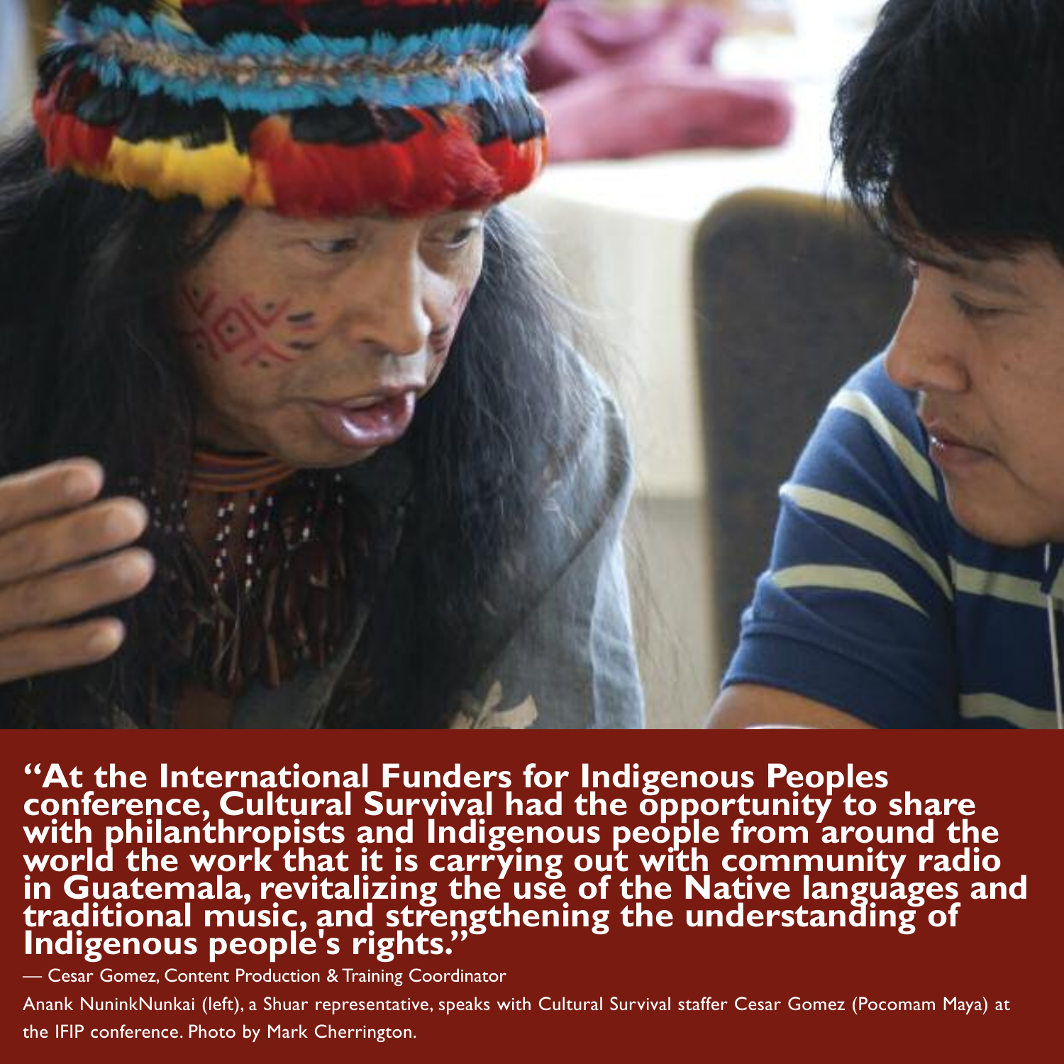**"At the International Funders for Indigenous Peoples conference, Cultural Survival had the opportunity to share with philanthropists and Indigenous people from around the world the work that it is carrying out with community radio in Guatemala, revitalizing the use of the Native languages and traditional music, and strengthening the understanding of Indigenous people's rights."**

— Cesar Gomez, Content Production & Training Coordinator

Anank NuninkNunkai (left), a Shuar representative, speaks with Cultural Survival staffer Cesar Gomez (Pocomam Maya) at the IFIP conference. Photo by Mark Cherrington.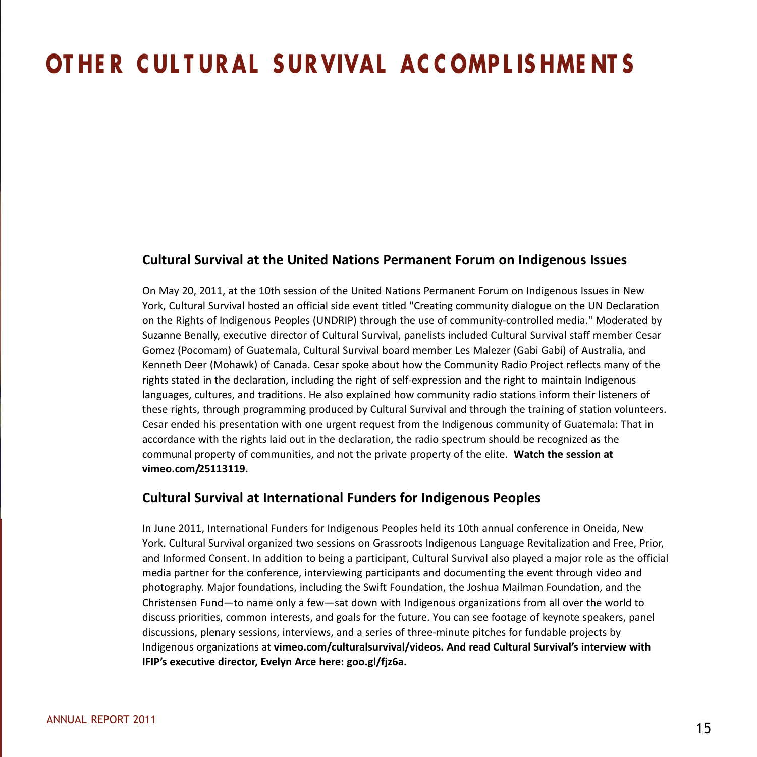# OTHER CULTURAL SURVIVAL ACCOMPLISHMENTS

## Cultural Survival at the United Nations Permanent Forum on Indigenous Issues

On May 20, 2011, at the 10th session of the United Nations Permanent Forum on Indigenous Issues in New York, Cultural Survival hosted an official side event titled "Creating community dialogue on the UN Declaration on the Rights of Indigenous Peoples (UNDRIP) through the use of community-controlled media." Moderated by Suzanne Benally, executive director of Cultural Survival, panelists included Cultural Survival staff member Cesar Gomez (Pocomam) of Guatemala, Cultural Survival board member Les Malezer (Gabi Gabi) of Australia, and Kenneth Deer (Mohawk) of Canada. Cesar spoke about how the Community Radio Project reflects many of the rights stated in the declaration, including the right of self-expression and the right to maintain Indigenous languages, cultures, and traditions. He also explained how community radio stations inform their listeners of these rights, through programming produced by Cultural Survival and through the training of station volunteers. Cesar ended his presentation with one urgent request from the Indigenous community of Guatemala: That in accordance with the rights laid out in the declaration, the radio spectrum should be recognized as the communal property of communities, and not the private property of the elite. **Watch the session at vimeo.com/25113119.**

## Cultural Survival at International Funders for Indigenous Peoples

In June 2011, International Funders for Indigenous Peoples held its 10th annual conference in Oneida, New York. Cultural Survival organized two sessions on Grassroots Indigenous Language Revitalization and Free, Prior, and Informed Consent. In addition to being a participant, Cultural Survival also played a major role as the official media partner for the conference, interviewing participants and documenting the event through video and photography. Major foundations, including the Swift Foundation, the Joshua Mailman Foundation, and the Christensen Fund—to name only a few—sat down with Indigenous organizations from all over the world to discuss priorities, common interests, and goals for the future. You can see footage of keynote speakers, panel discussions, plenary sessions, interviews, and a series of three-minute pitches for fundable projects by Indigenous organizations at **vimeo.com/culturalsurvival/videos. And read Cultural Survival's interview with IFIP's executive director, Evelyn Arce here: goo.gl/fjz6a.**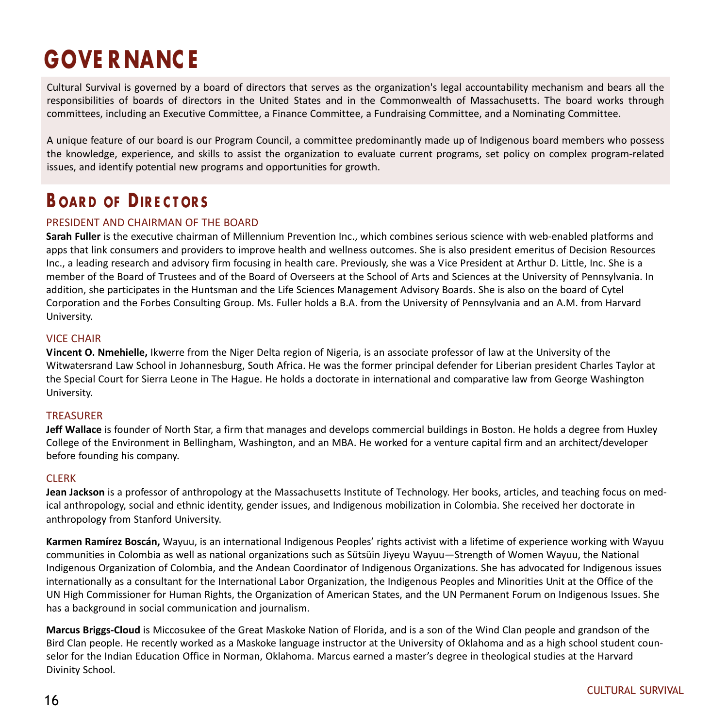# GOVERNANCE

Cultural Survival is governed by a board of directors that serves as the organization's legal accountability mechanism and bears all the responsibilities of boards of directors in the United States and in the Commonwealth of Massachusetts. The board works through committees, including an Executive Committee, a Finance Committee, a Fundraising Committee, and a Nominating Committee.

A unique feature of our board is our Program Council, a committee predominantly made up of Indigenous board members who possess the knowledge, experience, and skills to assist the organization to evaluate current programs, set policy on complex program-related issues, and identify potential new programs and opportunities for growth.

## Board of Directors

### PRESIDENT AND CHAIRMAN OF THE BOARD

**Sarah Fuller** is the executive chairman of Millennium Prevention Inc., which combines serious science with web-enabled platforms and apps that link consumers and providers to improve health and wellness outcomes. She is also president emeritus of Decision Resources Inc., a leading research and advisory firm focusing in health care. Previously, she was a Vice President at Arthur D. Little, Inc. She is a member of the Board of Trustees and of the Board of Overseers at the School of Arts and Sciences at the University of Pennsylvania. In addition, she participates in the Huntsman and the Life Sciences Management Advisory Boards. She is also on the board of Cytel Corporation and the Forbes Consulting Group. Ms. Fuller holds a B.A. from the University of Pennsylvania and an A.M. from Harvard University.

### VICE CHAIR

**Vincent O. Nmehielle,** Ikwerre from the Niger Delta region of Nigeria, is an associate professor of law at the University of the Witwatersrand Law School in Johannesburg, South Africa. He was the former principal defender for Liberian president Charles Taylor at the Special Court for Sierra Leone in The Hague. He holds a doctorate in international and comparative law from George Washington University.

### TREASURER

**Jeff Wallace** is founder of North Star, a firm that manages and develops commercial buildings in Boston. He holds a degree from Huxley College of the Environment in Bellingham, Washington, and an MBA. He worked for a venture capital firm and an architect/developer before founding his company.

### CLERK

**Jean Jackson** is a professor of anthropology at the Massachusetts Institute of Technology. Her books, articles, and teaching focus on medical anthropology, social and ethnic identity, gender issues, and Indigenous mobilization in Colombia. She received her doctorate in anthropology from Stanford University.

**Karmen Ramírez Boscán,** Wayuu, is an international Indigenous Peoples' rights activist with a lifetime of experience working with Wayuu communities in Colombia as well as national organizations such as Sütsüin Jiyeyu Wayuu—Strength of Women Wayuu, the National Indigenous Organization of Colombia, and the Andean Coordinator of Indigenous Organizations. She has advocated for Indigenous issues internationally as a consultant for the International Labor Organization, the Indigenous Peoples and Minorities Unit at the Office of the UN High Commissioner for Human Rights, the Organization of American States, and the UN Permanent Forum on Indigenous Issues. She has a background in social communication and journalism.

**Marcus Briggs-Cloud** is Miccosukee of the Great Maskoke Nation of Florida, and is a son of the Wind Clan people and grandson of the Bird Clan people. He recently worked as a Maskoke language instructor at the University of Oklahoma and as a high school student counselor for the Indian Education Office in Norman, Oklahoma. Marcus earned a master's degree in theological studies at the Harvard Divinity School.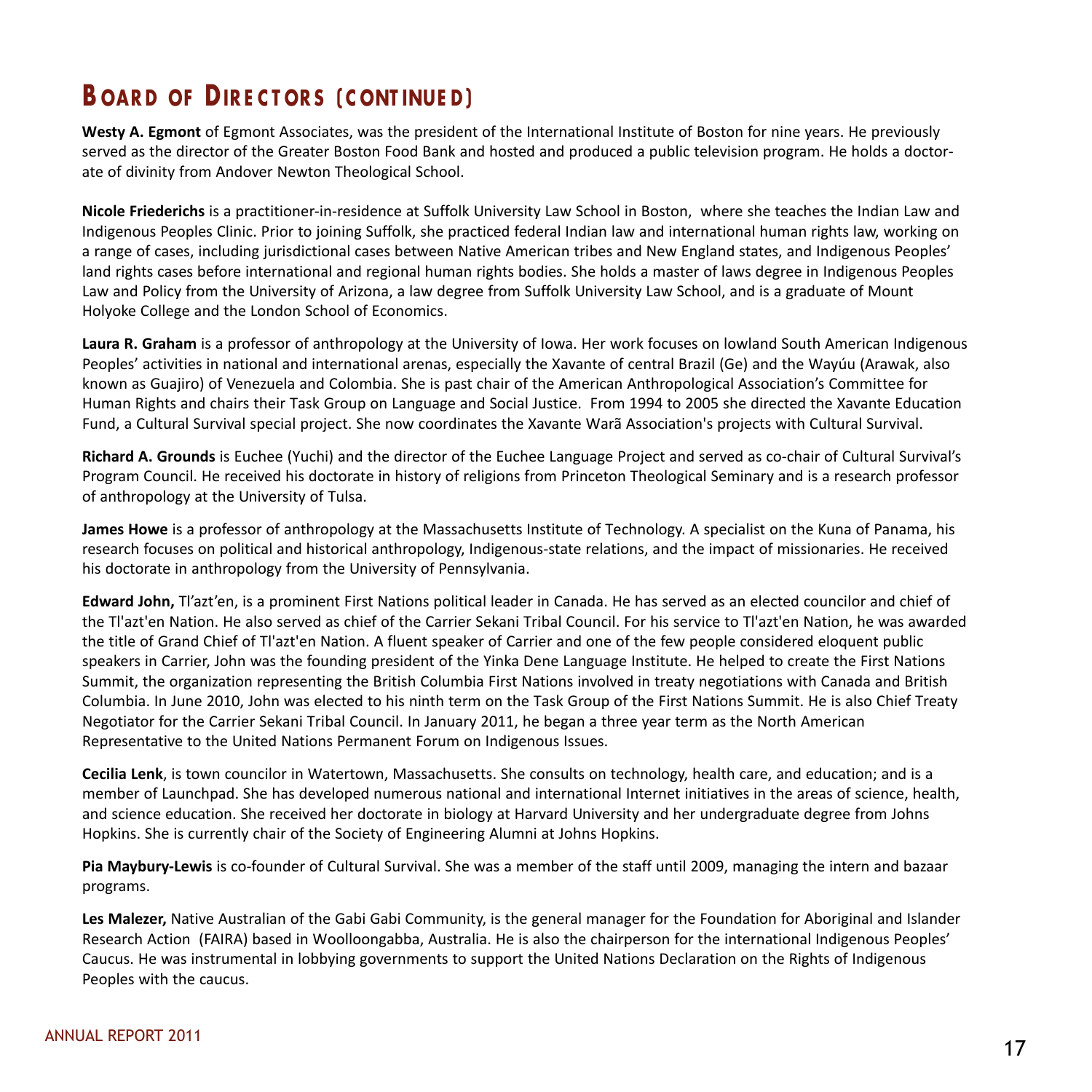## Board of Directors (continued)

**Westy A. Egmont** of Egmont Associates, was the president of the International Institute of Boston for nine years. He previously served as the director of the Greater Boston Food Bank and hosted and produced a public television program. He holds a doctorate of divinity from Andover Newton Theological School.

**Nicole Friederichs** is a practitioner-in-residence at Suffolk University Law School in Boston, where she teaches the Indian Law and Indigenous Peoples Clinic. Prior to joining Suffolk, she practiced federal Indian law and international human rights law, working on a range of cases, including jurisdictional cases between Native American tribes and New England states, and Indigenous Peoples' land rights cases before international and regional human rights bodies. She holds a master of laws degree in Indigenous Peoples Law and Policy from the University of Arizona, a law degree from Suffolk University Law School, and is a graduate of Mount Holyoke College and the London School of Economics.

**Laura R. Graham** is a professor of anthropology at the University of Iowa. Her work focuses on lowland South American Indigenous Peoples' activities in national and international arenas, especially the Xavante of central Brazil (Ge) and the Wayúu (Arawak, also known as Guajiro) of Venezuela and Colombia. She is past chair of the American Anthropological Association's Committee for Human Rights and chairs their Task Group on Language and Social Justice. From 1994 to 2005 she directed the Xavante Education Fund, a Cultural Survival special project. She now coordinates the Xavante Warã Association's projects with Cultural Survival.

**Richard A. Grounds** is Euchee (Yuchi) and the director of the Euchee Language Project and served as co-chair of Cultural Survival's Program Council. He received his doctorate in history of religions from Princeton Theological Seminary and is a research professor of anthropology at the University of Tulsa.

**James Howe** is a professor of anthropology at the Massachusetts Institute of Technology. A specialist on the Kuna of Panama, his research focuses on political and historical anthropology, Indigenous-state relations, and the impact of missionaries. He received his doctorate in anthropology from the University of Pennsylvania.

**Edward John,** Tl'azt'en, is a prominent First Nations political leader in Canada. He has served as an elected councilor and chief of the Tl'azt'en Nation. He also served as chief of the Carrier Sekani Tribal Council. For his service to Tl'azt'en Nation, he was awarded the title of Grand Chief of Tl'azt'en Nation. A fluent speaker of Carrier and one of the few people considered eloquent public speakers in Carrier, John was the founding president of the Yinka Dene Language Institute. He helped to create the First Nations Summit, the organization representing the British Columbia First Nations involved in treaty negotiations with Canada and British Columbia. In June 2010, John was elected to his ninth term on the Task Group of the First Nations Summit. He is also Chief Treaty Negotiator for the Carrier Sekani Tribal Council. In January 2011, he began a three year term as the North American Representative to the United Nations Permanent Forum on Indigenous Issues.

**Cecilia Lenk**, is town councilor in Watertown, Massachusetts. She consults on technology, health care, and education; and is a member of Launchpad. She has developed numerous national and international Internet initiatives in the areas of science, health, and science education. She received her doctorate in biology at Harvard University and her undergraduate degree from Johns Hopkins. She is currently chair of the Society of Engineering Alumni at Johns Hopkins.

**Pia Maybury-Lewis** is co-founder of Cultural Survival. She was a member of the staff until 2009, managing the intern and bazaar programs.

**Les Malezer,** Native Australian of the Gabi Gabi Community, is the general manager for the Foundation for Aboriginal and Islander Research Action (FAIRA) based in Woolloongabba, Australia. He is also the chairperson for the international Indigenous Peoples' Caucus. He was instrumental in lobbying governments to support the United Nations Declaration on the Rights of Indigenous Peoples with the caucus.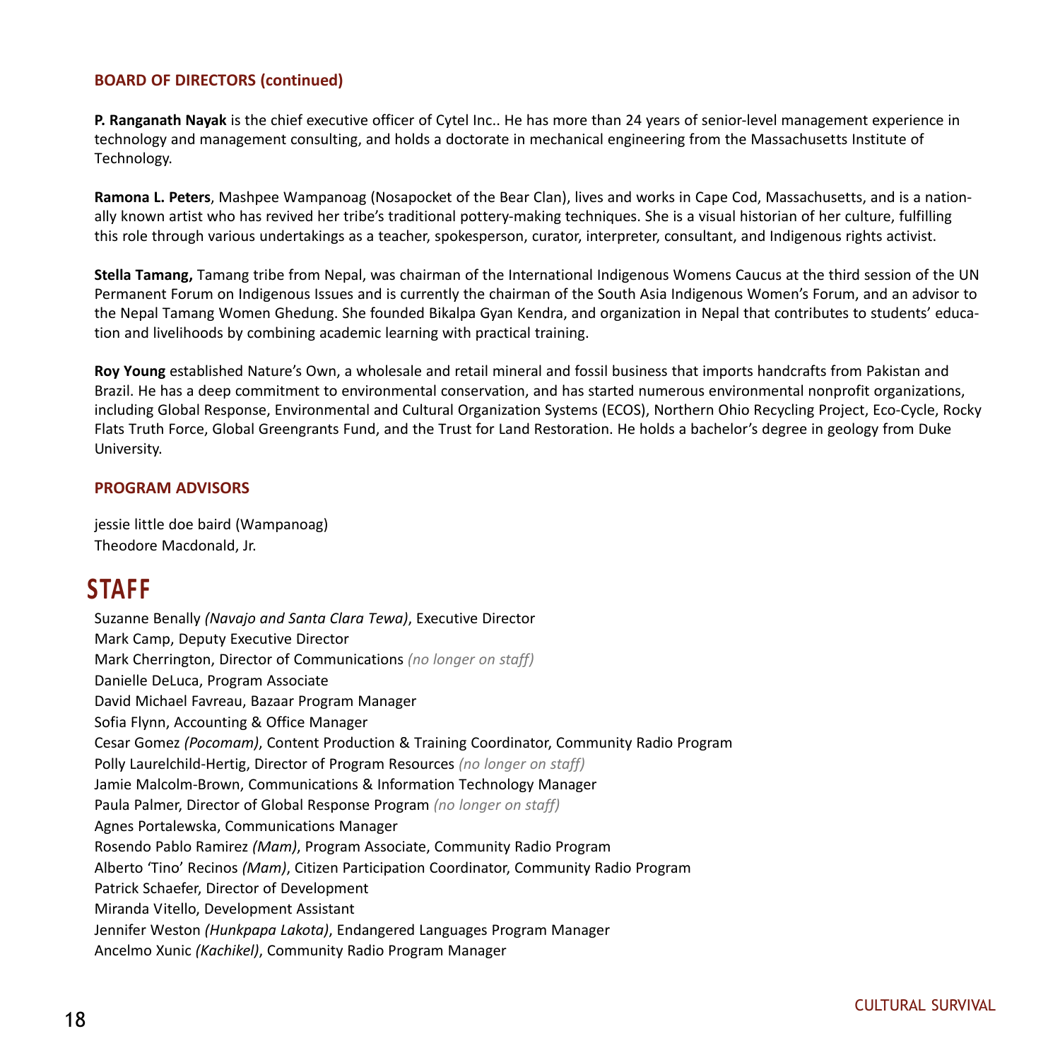### BOARD OF DIRECTORS (continued)

**P. Ranganath Nayak** is the chief executive officer of Cytel Inc.. He has more than 24 years of senior-level management experience in technology and management consulting, and holds a doctorate in mechanical engineering from the Massachusetts Institute of Technology.

**Ramona L. Peters**, Mashpee Wampanoag (Nosapocket of the Bear Clan), lives and works in Cape Cod, Massachusetts, and is a nationally known artist who has revived her tribe's traditional pottery-making techniques. She is a visual historian of her culture, fulfilling this role through various undertakings as a teacher, spokesperson, curator, interpreter, consultant, and Indigenous rights activist.

**Stella Tamang,** Tamang tribe from Nepal, was chairman of the International Indigenous Womens Caucus at the third session of the UN Permanent Forum on Indigenous Issues and is currently the chairman of the South Asia Indigenous Women's Forum, and an advisor to the Nepal Tamang Women Ghedung. She founded Bikalpa Gyan Kendra, and organization in Nepal that contributes to students' education and livelihoods by combining academic learning with practical training.

**Roy Young** established Nature's Own, a wholesale and retail mineral and fossil business that imports handcrafts from Pakistan and Brazil. He has a deep commitment to environmental conservation, and has started numerous environmental nonprofit organizations, including Global Response, Environmental and Cultural Organization Systems (ECOS), Northern Ohio Recycling Project, Eco-Cycle, Rocky Flats Truth Force, Global Greengrants Fund, and the Trust for Land Restoration. He holds a bachelor's degree in geology from Duke University.

### PROGRAM ADVISORS

jessie little doe baird (Wampanoag)
Theodore Macdonald, Jr.

## STAFF

Suzanne Benally *(Navajo and Santa Clara Tewa)*, Executive Director
Mark Camp, Deputy Executive Director
Mark Cherrington, Director of Communications *(no longer on staff)*
Danielle DeLuca, Program Associate
David Michael Favreau, Bazaar Program Manager
Sofia Flynn, Accounting & Office Manager
Cesar Gomez *(Pocomam)*, Content Production & Training Coordinator, Community Radio Program
Polly Laurelchild-Hertig, Director of Program Resources *(no longer on staff)*
Jamie Malcolm-Brown, Communications & Information Technology Manager
Paula Palmer, Director of Global Response Program *(no longer on staff)*
Agnes Portalewska, Communications Manager
Rosendo Pablo Ramirez *(Mam)*, Program Associate, Community Radio Program
Alberto 'Tino' Recinos *(Mam)*, Citizen Participation Coordinator, Community Radio Program
Patrick Schaefer, Director of Development
Miranda Vitello, Development Assistant
Jennifer Weston *(Hunkpapa Lakota)*, Endangered Languages Program Manager
Ancelmo Xunic *(Kachikel)*, Community Radio Program Manager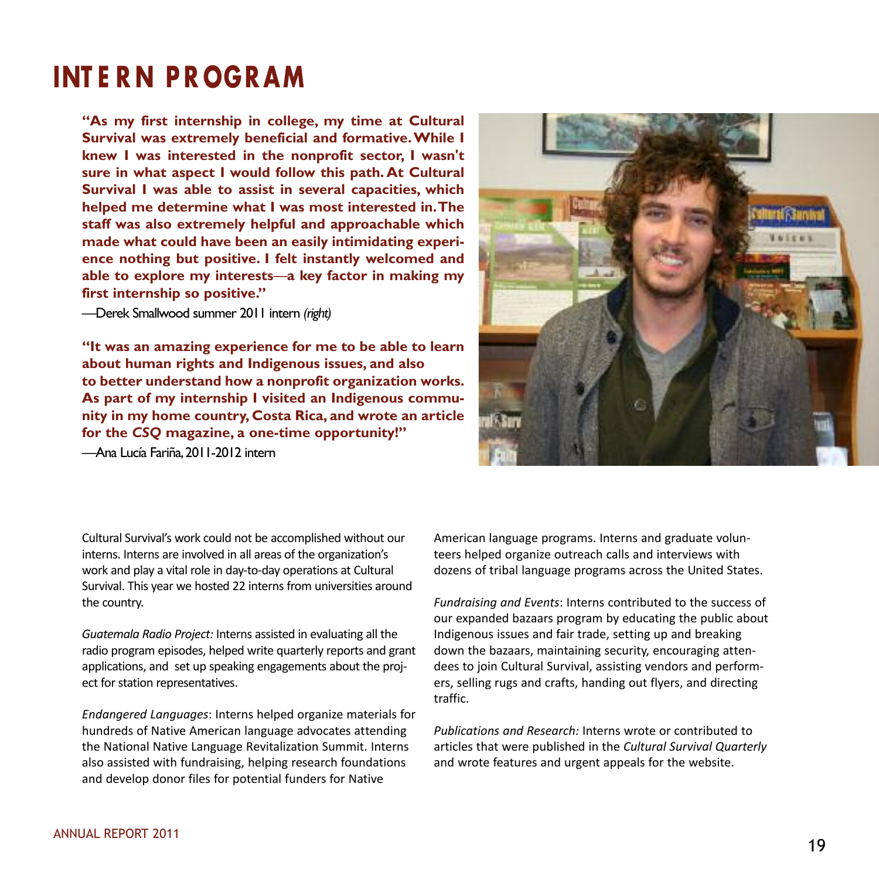# INTERN PROGRAM

**"As my first internship in college, my time at Cultural Survival was extremely beneficial and formative. While I knew I was interested in the nonprofit sector, I wasn't sure in what aspect I would follow this path. At Cultural Survival I was able to assist in several capacities, which helped me determine what I was most interested in. The staff was also extremely helpful and approachable which made what could have been an easily intimidating experience nothing but positive. I felt instantly welcomed and able to explore my interests—a key factor in making my first internship so positive."**

—Derek Smallwood summer 2011 intern *(right)*

**"It was an amazing experience for me to be able to learn about human rights and Indigenous issues, and also to better understand how a nonprofit organization works. As part of my internship I visited an Indigenous community in my home country, Costa Rica, and wrote an article for the *CSQ* magazine, a one-time opportunity!"**

—Ana Lucía Fariña, 2011-2012 intern

Cultural Survival's work could not be accomplished without our interns. Interns are involved in all areas of the organization's work and play a vital role in day-to-day operations at Cultural Survival. This year we hosted 22 interns from universities around the country.

*Guatemala Radio Project:* Interns assisted in evaluating all the radio program episodes, helped write quarterly reports and grant applications, and set up speaking engagements about the project for station representatives.

*Endangered Languages*: Interns helped organize materials for hundreds of Native American language advocates attending the National Native Language Revitalization Summit. Interns also assisted with fundraising, helping research foundations and develop donor files for potential funders for Native American language programs. Interns and graduate volunteers helped organize outreach calls and interviews with dozens of tribal language programs across the United States.

*Fundraising and Events*: Interns contributed to the success of our expanded bazaars program by educating the public about Indigenous issues and fair trade, setting up and breaking down the bazaars, maintaining security, encouraging attendees to join Cultural Survival, assisting vendors and performers, selling rugs and crafts, handing out flyers, and directing traffic.

*Publications and Research:* Interns wrote or contributed to articles that were published in the *Cultural Survival Quarterly* and wrote features and urgent appeals for the website.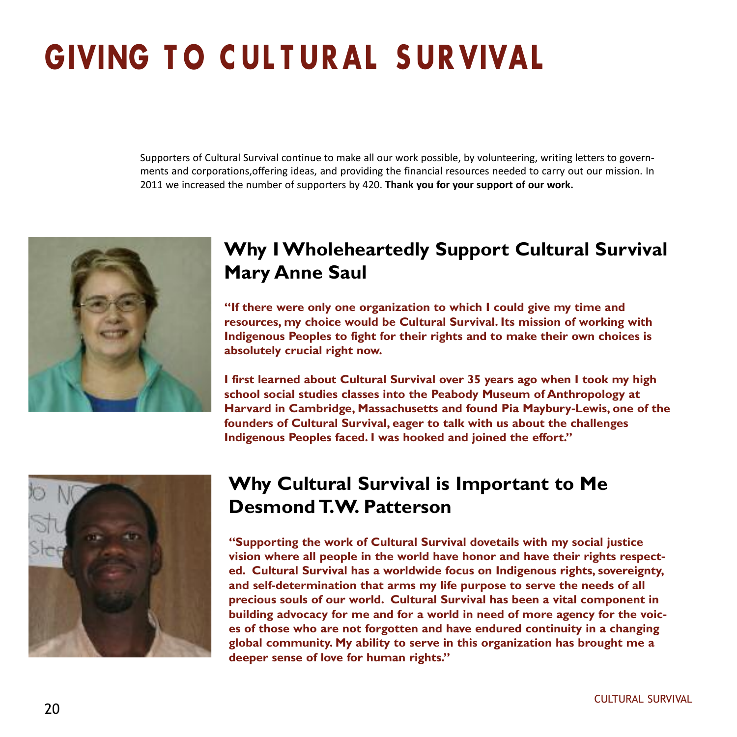# GIVING TO CULTURAL SURVIVAL

Supporters of Cultural Survival continue to make all our work possible, by volunteering, writing letters to governments and corporations,offering ideas, and providing the financial resources needed to carry out our mission. In 2011 we increased the number of supporters by 420. **Thank you for your support of our work.**

## Why I Wholeheartedly Support Cultural Survival
## Mary Anne Saul

**"If there were only one organization to which I could give my time and resources, my choice would be Cultural Survival. Its mission of working with Indigenous Peoples to fight for their rights and to make their own choices is absolutely crucial right now.**

**I first learned about Cultural Survival over 35 years ago when I took my high school social studies classes into the Peabody Museum of Anthropology at Harvard in Cambridge, Massachusetts and found Pia Maybury-Lewis, one of the founders of Cultural Survival, eager to talk with us about the challenges Indigenous Peoples faced. I was hooked and joined the effort."**

## Why Cultural Survival is Important to Me
## Desmond T.W. Patterson

**"Supporting the work of Cultural Survival dovetails with my social justice vision where all people in the world have honor and have their rights respected. Cultural Survival has a worldwide focus on Indigenous rights, sovereignty, and self-determination that arms my life purpose to serve the needs of all precious souls of our world. Cultural Survival has been a vital component in building advocacy for me and for a world in need of more agency for the voices of those who are not forgotten and have endured continuity in a changing global community. My ability to serve in this organization has brought me a deeper sense of love for human rights."**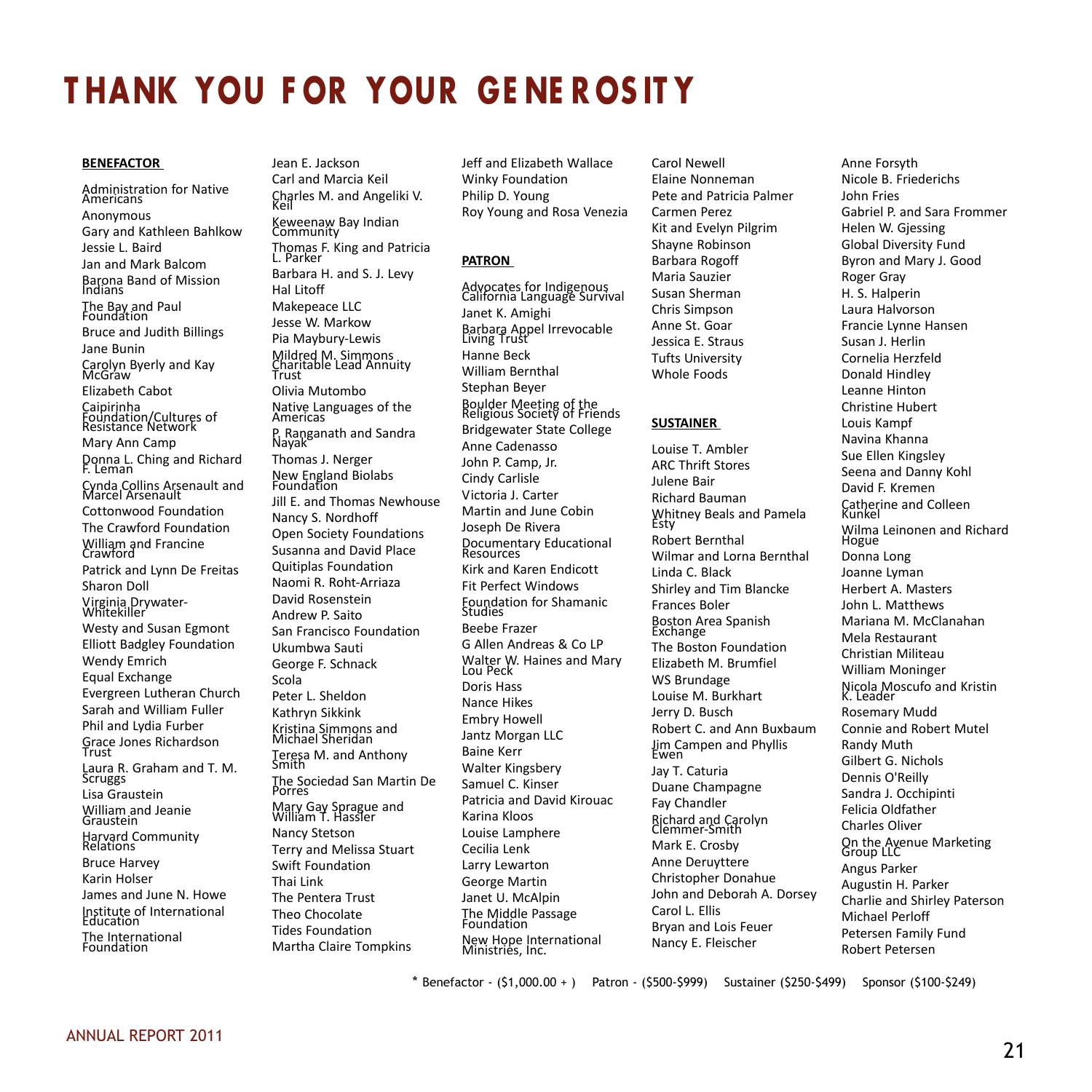# THANK YOU FOR YOUR GENEROSITY

**BENEFACTOR**

Administration for Native Americans
Anonymous
Gary and Kathleen Bahlkow
Jessie L. Baird
Jan and Mark Balcom
Barona Band of Mission Indians
The Bay and Paul Foundation
Bruce and Judith Billings
Jane Bunin
Carolyn Byerly and Kay McGraw
Elizabeth Cabot
Caipirinha Foundation/Cultures of Resistance Network
Mary Ann Camp
Donna L. Ching and Richard F. Leman
Cynda Collins Arsenault and Marcel Arsenault
Cottonwood Foundation
The Crawford Foundation
William and Francine Crawford
Patrick and Lynn De Freitas
Sharon Doll
Virginia Drywater-Whitekiller
Westy and Susan Egmont
Elliott Badgley Foundation
Wendy Emrich
Equal Exchange
Evergreen Lutheran Church
Sarah and William Fuller
Phil and Lydia Furber
Grace Jones Richardson Trust
Laura R. Graham and T. M. Scruggs
Lisa Graustein
William and Jeanie Graustein
Harvard Community Relations
Bruce Harvey
Karin Holser
James and June N. Howe
Institute of International Education
The International Foundation
Jean E. Jackson
Carl and Marcia Keil
Charles M. and Angeliki V. Keil
Keweenaw Bay Indian Community
Thomas F. King and Patricia L. Parker
Barbara H. and S. J. Levy
Hal Litoff
Makepeace LLC
Jesse W. Markow
Pia Maybury-Lewis
Mildred M. Simmons Charitable Lead Annuity Trust
Olivia Mutombo
Native Languages of the Americas
P. Ranganath and Sandra Nayak
Thomas J. Nerger
New England Biolabs Foundation
Jill E. and Thomas Newhouse
Nancy S. Nordhoff
Open Society Foundations
Susanna and David Place
Quitiplas Foundation
Naomi R. Roht-Arriaza
David Rosenstein
Andrew P. Saito
San Francisco Foundation
Ukumbwa Sauti
George F. Schnack
Scola
Peter L. Sheldon
Kathryn Sikkink
Kristina Simmons and Michael Sheridan
Teresa M. and Anthony Smith
The Sociedad San Martin De Porres
Mary Gay Sprague and William T. Hassler
Nancy Stetson
Terry and Melissa Stuart
Swift Foundation
Thai Link
The Pentera Trust
Theo Chocolate
Tides Foundation
Martha Claire Tompkins
Jeff and Elizabeth Wallace
Winky Foundation
Philip D. Young
Roy Young and Rosa Venezia

**PATRON**

Advocates for Indigenous California Language Survival
Janet K. Amighi
Barbara Appel Irrevocable Living Trust
Hanne Beck
William Bernthal
Stephan Beyer
Boulder Meeting of the Religious Society of Friends
Bridgewater State College
Anne Cadenasso
John P. Camp, Jr.
Cindy Carlisle
Victoria J. Carter
Martin and June Cobin
Joseph De Rivera
Documentary Educational Resources
Kirk and Karen Endicott
Fit Perfect Windows
Foundation for Shamanic Studies
Beebe Frazer
G Allen Andreas & Co LP
Walter W. Haines and Mary Lou Peck
Doris Hass
Nance Hikes
Embry Howell
Jantz Morgan LLC
Baine Kerr
Walter Kingsbery
Samuel C. Kinser
Patricia and David Kirouac
Karina Kloos
Louise Lamphere
Cecilia Lenk
Larry Lewarton
George Martin
Janet U. McAlpin
The Middle Passage Foundation
New Hope International Ministries, Inc.
Carol Newell
Elaine Nonneman
Pete and Patricia Palmer
Carmen Perez
Kit and Evelyn Pilgrim
Shayne Robinson
Barbara Rogoff
Maria Sauzier
Susan Sherman
Chris Simpson
Anne St. Goar
Jessica E. Straus
Tufts University
Whole Foods

**SUSTAINER**

Louise T. Ambler
ARC Thrift Stores
Julene Bair
Richard Bauman
Whitney Beals and Pamela Esty
Robert Bernthal
Wilmar and Lorna Bernthal
Linda C. Black
Shirley and Tim Blancke
Frances Boler
Boston Area Spanish Exchange
The Boston Foundation
Elizabeth M. Brumfiel
WS Brundage
Louise M. Burkhart
Jerry D. Busch
Robert C. and Ann Buxbaum
Jim Campen and Phyllis Ewen
Jay T. Caturia
Duane Champagne
Fay Chandler
Richard and Carolyn Clemmer-Smith
Mark E. Crosby
Anne Deruyttere
Christopher Donahue
John and Deborah A. Dorsey
Carol L. Ellis
Bryan and Lois Feuer
Nancy E. Fleischer
Anne Forsyth
Nicole B. Friederichs
John Fries
Gabriel P. and Sara Frommer
Helen W. Gjessing
Global Diversity Fund
Byron and Mary J. Good
Roger Gray
H. S. Halperin
Laura Halvorson
Francie Lynne Hansen
Susan J. Herlin
Cornelia Herzfeld
Donald Hindley
Leanne Hinton
Christine Hubert
Louis Kampf
Navina Khanna
Sue Ellen Kingsley
Seena and Danny Kohl
David F. Kremen
Catherine and Colleen Kunkel
Wilma Leinonen and Richard Hogue
Donna Long
Joanne Lyman
Herbert A. Masters
John L. Matthews
Mariana M. McClanahan
Mela Restaurant
Christian Militeau
William Moninger
Nicola Moscufo and Kristin K. Leader
Rosemary Mudd
Connie and Robert Mutel
Randy Muth
Gilbert G. Nichols
Dennis O'Reilly
Sandra J. Occhipinti
Felicia Oldfather
Charles Oliver
On the Avenue Marketing Group LLC
Angus Parker
Augustin H. Parker
Charlie and Shirley Paterson
Michael Perloff
Petersen Family Fund
Robert Petersen

* Benefactor - ($1,000.00 + )  Patron - ($500-$999)  Sustainer ($250-$499)  Sponsor ($100-$249)

ANNUAL REPORT 2011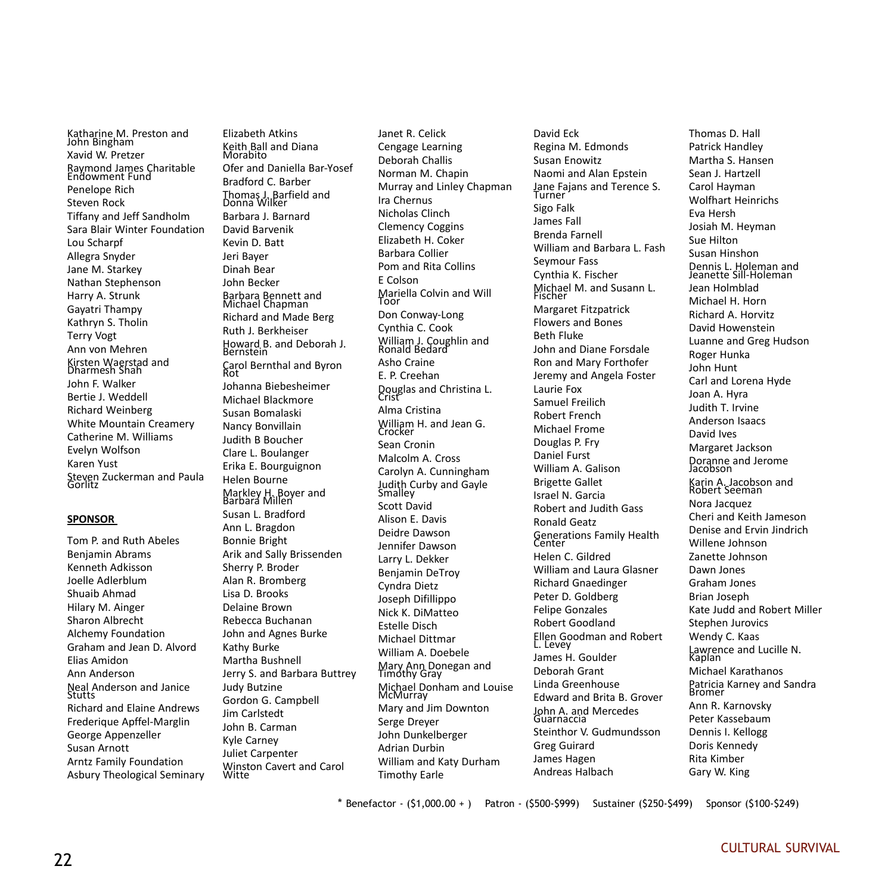Katharine M. Preston and John Bingham
Xavid W. Pretzer
Raymond James Charitable Endowment Fund
Penelope Rich
Steven Rock
Tiffany and Jeff Sandholm
Sara Blair Winter Foundation
Lou Scharpf
Allegra Snyder
Jane M. Starkey
Nathan Stephenson
Harry A. Strunk
Gayatri Thampy
Kathryn S. Tholin
Terry Vogt
Ann von Mehren
Kirsten Waerstad and Dharmesh Shah
John F. Walker
Bertie J. Weddell
Richard Weinberg
White Mountain Creamery
Catherine M. Williams
Evelyn Wolfson
Karen Yust
Steven Zuckerman and Paula Gorlitz

**SPONSOR**

Tom P. and Ruth Abeles
Benjamin Abrams
Kenneth Adkisson
Joelle Adlerblum
Shuaib Ahmad
Hilary M. Ainger
Sharon Albrecht
Alchemy Foundation
Graham and Jean D. Alvord
Elias Amidon
Ann Anderson
Neal Anderson and Janice Stutts
Richard and Elaine Andrews
Frederique Apffel-Marglin
George Appenzeller
Susan Arnott
Arntz Family Foundation
Asbury Theological Seminary
Elizabeth Atkins
Keith Ball and Diana Morabito
Ofer and Daniella Bar-Yosef
Bradford C. Barber
Thomas J. Barfield and Donna Wilker
Barbara J. Barnard
David Barvenik
Kevin D. Batt
Jeri Bayer
Dinah Bear
John Becker
Barbara Bennett and Michael Chapman
Richard and Made Berg
Ruth J. Berkheiser
Howard B. and Deborah J. Bernstein
Carol Bernthal and Byron Rot
Johanna Biebesheimer
Michael Blackmore
Susan Bomalaski
Nancy Bonvillain
Judith B Boucher
Clare L. Boulanger
Erika E. Bourguignon
Helen Bourne
Markley H. Boyer and Barbara Millen
Susan L. Bradford
Ann L. Bragdon
Bonnie Bright
Arik and Sally Brissenden
Sherry P. Broder
Alan R. Bromberg
Lisa D. Brooks
Delaine Brown
Rebecca Buchanan
John and Agnes Burke
Kathy Burke
Martha Bushnell
Jerry S. and Barbara Buttrey
Judy Butzine
Gordon G. Campbell
Jim Carlstedt
John B. Carman
Kyle Carney
Juliet Carpenter
Winston Cavert and Carol Witte
Janet R. Celick
Cengage Learning
Deborah Challis
Norman M. Chapin
Murray and Linley Chapman
Ira Chernus
Nicholas Clinch
Clemency Coggins
Elizabeth H. Coker
Barbara Collier
Pom and Rita Collins
E Colson
Mariella Colvin and Will Toor
Don Conway-Long
Cynthia C. Cook
William J. Coughlin and Ronald Bedard
Asho Craine
E. P. Creehan
Douglas and Christina L. Crist
Alma Cristina
William H. and Jean G. Crocker
Sean Cronin
Malcolm A. Cross
Carolyn A. Cunningham
Judith Curby and Gayle Smalley
Scott David
Alison E. Davis
Deidre Dawson
Jennifer Dawson
Larry L. Dekker
Benjamin DeTroy
Cyndra Dietz
Joseph Difillippo
Nick K. DiMatteo
Estelle Disch
Michael Dittmar
William A. Doebele
Mary Ann Donegan and Timothy Gray
Michael Donham and Louise McMurray
Mary and Jim Downton
Serge Dreyer
John Dunkelberger
Adrian Durbin
William and Katy Durham
Timothy Earle
David Eck
Regina M. Edmonds
Susan Enowitz
Naomi and Alan Epstein
Jane Fajans and Terence S. Turner
Sigo Falk
James Fall
Brenda Farnell
William and Barbara L. Fash
Seymour Fass
Cynthia K. Fischer
Michael M. and Susann L. Fischer
Margaret Fitzpatrick
Flowers and Bones
Beth Fluke
John and Diane Forsdale
Ron and Mary Forthofer
Jeremy and Angela Foster
Laurie Fox
Samuel Freilich
Robert French
Michael Frome
Douglas P. Fry
Daniel Furst
William A. Galison
Brigette Gallet
Israel N. Garcia
Robert and Judith Gass
Ronald Geatz
Generations Family Health Center
Helen C. Gildred
William and Laura Glasner
Richard Gnaedinger
Peter D. Goldberg
Felipe Gonzales
Robert Goodland
Ellen Goodman and Robert L. Levey
James H. Goulder
Deborah Grant
Linda Greenhouse
Edward and Brita B. Grover
John A. and Mercedes Guarnaccia
Steinthor V. Gudmundsson
Greg Guirard
James Hagen
Andreas Halbach
Thomas D. Hall
Patrick Handley
Martha S. Hansen
Sean J. Hartzell
Carol Hayman
Wolfhart Heinrichs
Eva Hersh
Josiah M. Heyman
Sue Hilton
Susan Hinshon
Dennis L. Holeman and Jeanette Sill-Holeman
Jean Holmblad
Michael H. Horn
Richard A. Horvitz
David Howenstein
Luanne and Greg Hudson
Roger Hunka
John Hunt
Carl and Lorena Hyde
Joan A. Hyra
Judith T. Irvine
Anderson Isaacs
David Ives
Margaret Jackson
Doranne and Jerome Jacobson
Karin A. Jacobson and Robert Seeman
Nora Jacquez
Cheri and Keith Jameson
Denise and Ervin Jindrich
Willene Johnson
Zanette Johnson
Dawn Jones
Graham Jones
Brian Joseph
Kate Judd and Robert Miller
Stephen Jurovics
Wendy C. Kaas
Lawrence and Lucille N. Kaplan
Michael Karathanos
Patricia Karney and Sandra Bromer
Ann R. Karnovsky
Peter Kassebaum
Dennis I. Kellogg
Doris Kennedy
Rita Kimber
Gary W. King

* Benefactor - ($1,000.00 + ) Patron - ($500-$999) Sustainer ($250-$499) Sponsor ($100-$249)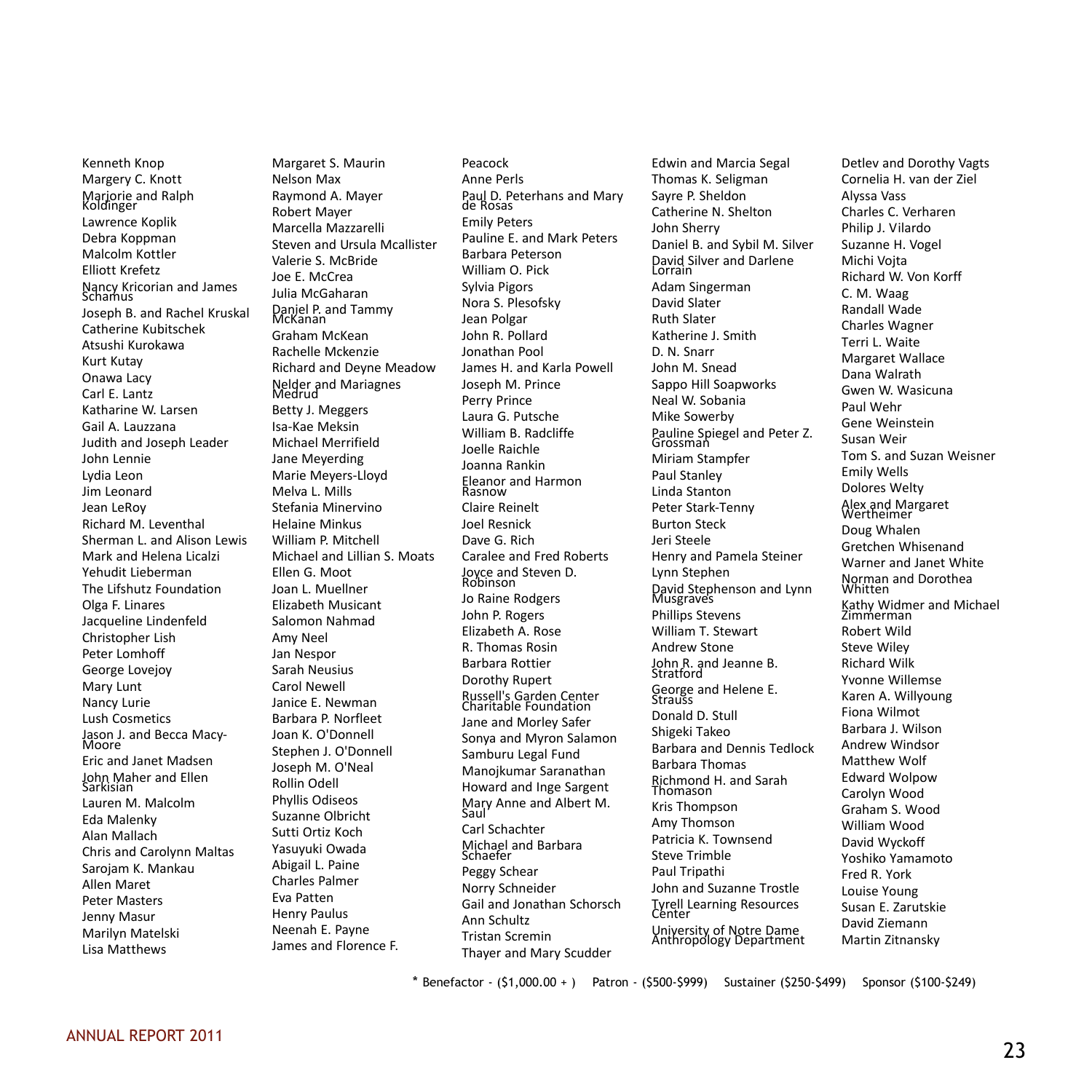Kenneth Knop
Margery C. Knott
Marjorie and Ralph Koldinger
Lawrence Koplik
Debra Koppman
Malcolm Kottler
Elliott Krefetz
Nancy Kricorian and James Schamus
Joseph B. and Rachel Kruskal
Catherine Kubitschek
Atsushi Kurokawa
Kurt Kutay
Onawa Lacy
Carl E. Lantz
Katharine W. Larsen
Gail A. Lauzzana
Judith and Joseph Leader
John Lennie
Lydia Leon
Jim Leonard
Jean LeRoy
Richard M. Leventhal
Sherman L. and Alison Lewis
Mark and Helena Licalzi
Yehudit Lieberman
The Lifshutz Foundation
Olga F. Linares
Jacqueline Lindenfeld
Christopher Lish
Peter Lomhoff
George Lovejoy
Mary Lunt
Nancy Lurie
Lush Cosmetics
Jason J. and Becca Macy-Moore
Eric and Janet Madsen
John Maher and Ellen Sarkisian
Lauren M. Malcolm
Eda Malenky
Alan Mallach
Chris and Carolynn Maltas
Sarojam K. Mankau
Allen Maret
Peter Masters
Jenny Masur
Marilyn Matelski
Lisa Matthews
Margaret S. Maurin
Nelson Max
Raymond A. Mayer
Robert Mayer
Marcella Mazzarelli
Steven and Ursula Mcallister
Valerie S. McBride
Joe E. McCrea
Julia McGaharan
Daniel P. and Tammy McKanan
Graham McKean
Rachelle Mckenzie
Richard and Deyne Meadow
Nelder and Mariagnes Medrud
Betty J. Meggers
Isa-Kae Meksin
Michael Merrifield
Jane Meyerding
Marie Meyers-Lloyd
Melva L. Mills
Stefania Minervino
Helaine Minkus
William P. Mitchell
Michael and Lillian S. Moats
Ellen G. Moot
Joan L. Muellner
Elizabeth Musicant
Salomon Nahmad
Amy Neel
Jan Nespor
Sarah Neusius
Carol Newell
Janice E. Newman
Barbara P. Norfleet
Joan K. O'Donnell
Stephen J. O'Donnell
Joseph M. O'Neal
Rollin Odell
Phyllis Odiseos
Suzanne Olbricht
Sutti Ortiz Koch
Yasuyuki Owada
Abigail L. Paine
Charles Palmer
Eva Patten
Henry Paulus
Neenah E. Payne
James and Florence F. Peacock
Anne Perls
Paul D. Peterhans and Mary de Rosas
Emily Peters
Pauline E. and Mark Peters
Barbara Peterson
William O. Pick
Sylvia Pigors
Nora S. Plesofsky
Jean Polgar
John R. Pollard
Jonathan Pool
James H. and Karla Powell
Joseph M. Prince
Perry Prince
Laura G. Putsche
William B. Radcliffe
Joelle Raichle
Joanna Rankin
Eleanor and Harmon Rasnow
Claire Reinelt
Joel Resnick
Dave G. Rich
Caralee and Fred Roberts
Joyce and Steven D. Robinson
Jo Raine Rodgers
John P. Rogers
Elizabeth A. Rose
R. Thomas Rosin
Barbara Rottier
Dorothy Rupert
Russell's Garden Center Charitable Foundation
Jane and Morley Safer
Sonya and Myron Salamon
Samburu Legal Fund
Manojkumar Saranathan
Howard and Inge Sargent
Mary Anne and Albert M. Saul
Carl Schachter
Michael and Barbara Schaefer
Peggy Schear
Norry Schneider
Gail and Jonathan Schorsch
Ann Schultz
Tristan Scremin
Thayer and Mary Scudder
Edwin and Marcia Segal
Thomas K. Seligman
Sayre P. Sheldon
Catherine N. Shelton
John Sherry
Daniel B. and Sybil M. Silver
David Silver and Darlene Lorrain
Adam Singerman
David Slater
Ruth Slater
Katherine J. Smith
D. N. Snarr
John M. Snead
Sappo Hill Soapworks
Neal W. Sobania
Mike Sowerby
Pauline Spiegel and Peter Z. Grossman
Miriam Stampfer
Paul Stanley
Linda Stanton
Peter Stark-Tenny
Burton Steck
Jeri Steele
Henry and Pamela Steiner
Lynn Stephen
David Stephenson and Lynn Musgraves
Phillips Stevens
William T. Stewart
Andrew Stone
John R. and Jeanne B. Stratford
George and Helene E. Strauss
Donald D. Stull
Shigeki Takeo
Barbara and Dennis Tedlock
Barbara Thomas
Richmond H. and Sarah Thomason
Kris Thompson
Amy Thomson
Patricia K. Townsend
Steve Trimble
Paul Tripathi
John and Suzanne Trostle
Tyrell Learning Resources Center
University of Notre Dame Anthropology Department
Detlev and Dorothy Vagts
Cornelia H. van der Ziel
Alyssa Vass
Charles C. Verharen
Philip J. Vilardo
Suzanne H. Vogel
Michi Vojta
Richard W. Von Korff
C. M. Waag
Randall Wade
Charles Wagner
Terri L. Waite
Margaret Wallace
Dana Walrath
Gwen W. Wasicuna
Paul Wehr
Gene Weinstein
Susan Weir
Tom S. and Suzan Weisner
Emily Wells
Dolores Welty
Alex and Margaret Wertheimer
Doug Whalen
Gretchen Whisenand
Warner and Janet White
Norman and Dorothea Whitten
Kathy Widmer and Michael Zimmerman
Robert Wild
Steve Wiley
Richard Wilk
Yvonne Willemse
Karen A. Willyoung
Fiona Wilmot
Barbara J. Wilson
Andrew Windsor
Matthew Wolf
Edward Wolpow
Carolyn Wood
Graham S. Wood
William Wood
David Wyckoff
Yoshiko Yamamoto
Fred R. York
Louise Young
Susan E. Zarutskie
David Ziemann
Martin Zitnansky

* Benefactor - ($1,000.00 + )  Patron - ($500-$999)  Sustainer ($250-$499)  Sponsor ($100-$249)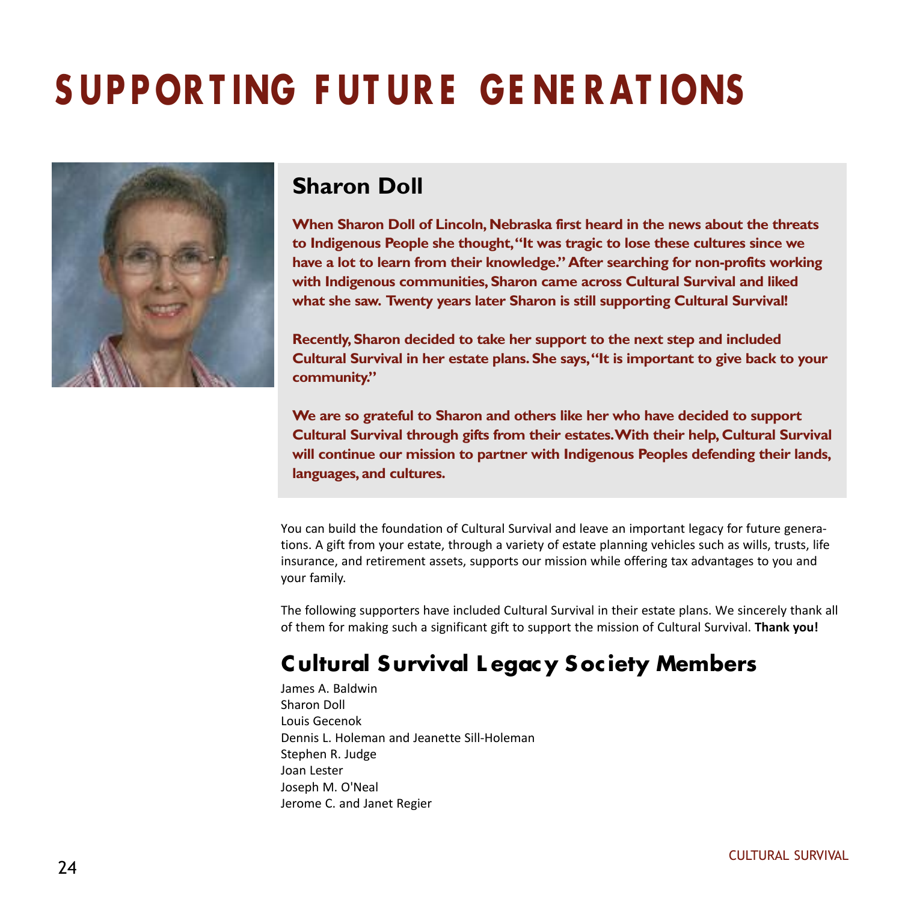# SUPPORTING FUTURE GENERATIONS

## Sharon Doll

**When Sharon Doll of Lincoln, Nebraska first heard in the news about the threats to Indigenous People she thought, "It was tragic to lose these cultures since we have a lot to learn from their knowledge." After searching for non-profits working with Indigenous communities, Sharon came across Cultural Survival and liked what she saw. Twenty years later Sharon is still supporting Cultural Survival!**

**Recently, Sharon decided to take her support to the next step and included Cultural Survival in her estate plans. She says, "It is important to give back to your community."**

**We are so grateful to Sharon and others like her who have decided to support Cultural Survival through gifts from their estates. With their help, Cultural Survival will continue our mission to partner with Indigenous Peoples defending their lands, languages, and cultures.**

You can build the foundation of Cultural Survival and leave an important legacy for future generations. A gift from your estate, through a variety of estate planning vehicles such as wills, trusts, life insurance, and retirement assets, supports our mission while offering tax advantages to you and your family.

The following supporters have included Cultural Survival in their estate plans. We sincerely thank all of them for making such a significant gift to support the mission of Cultural Survival. **Thank you!**

## Cultural Survival Legacy Society Members

James A. Baldwin
Sharon Doll
Louis Gecenok
Dennis L. Holeman and Jeanette Sill-Holeman
Stephen R. Judge
Joan Lester
Joseph M. O'Neal
Jerome C. and Janet Regier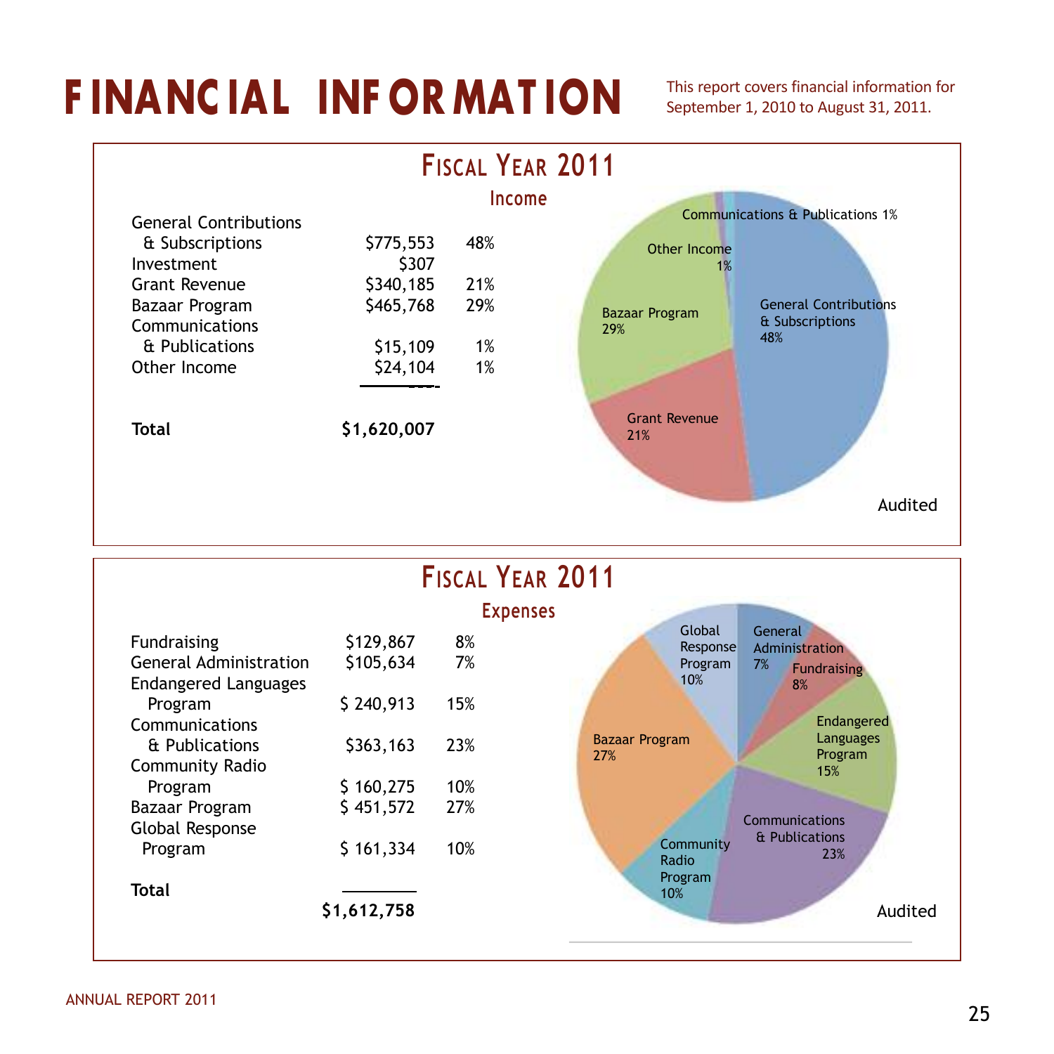# FINANCIAL INFORMATION

This report covers financial information for September 1, 2010 to August 31, 2011.

## Fiscal Year 2011

### Income

| Category | Amount | Percent |
|---|---|---|
| General Contributions & Subscriptions | $775,553 | 48% |
| Investment | $307 | |
| Grant Revenue | $340,185 | 21% |
| Bazaar Program | $465,768 | 29% |
| Communications & Publications | $15,109 | 1% |
| Other Income | $24,104 | 1% |
| **Total** | **$1,620,007** | |

Communications & Publications 1%

Other Income 1%

Bazaar Program 29%

General Contributions & Subscriptions 48%

Grant Revenue 21%

Audited

## Fiscal Year 2011

### Expenses

| Category | Amount | Percent |
|---|---|---|
| Fundraising | $129,867 | 8% |
| General Administration | $105,634 | 7% |
| Endangered Languages Program | $ 240,913 | 15% |
| Communications & Publications | $363,163 | 23% |
| Community Radio Program | $ 160,275 | 10% |
| Bazaar Program | $ 451,572 | 27% |
| Global Response Program | $ 161,334 | 10% |
| **Total** | **$1,612,758** | |

Global Response Program 10%

General Administration 7%

Fundraising 8%

Endangered Languages Program 15%

Bazaar Program 27%

Communications & Publications 23%

Community Radio Program 10%

Audited

ANNUAL REPORT 2011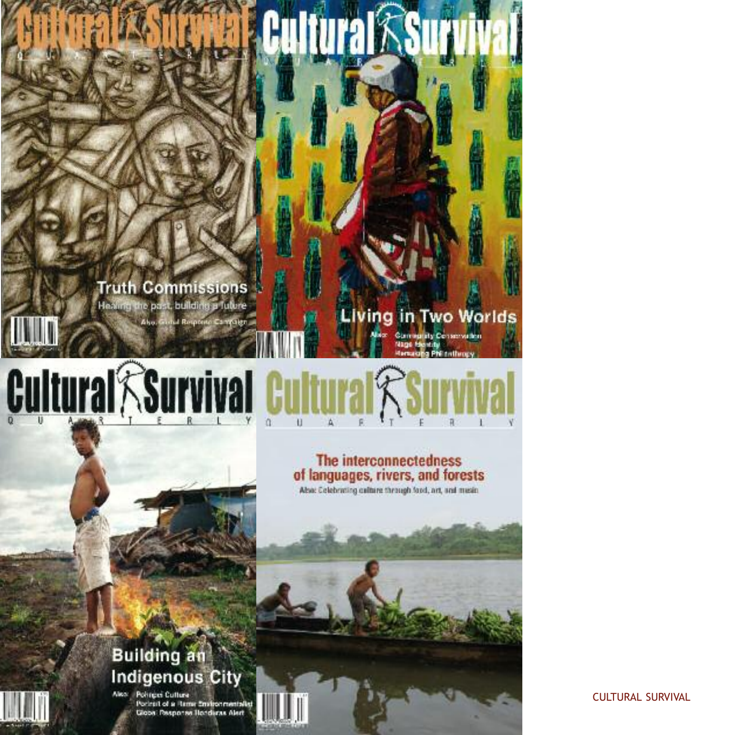Cultural Survival
QUARTERLY

Truth Commissions

Healing the past, building a future

Also: Global Response Campaign

Cultural Survival
QUARTERLY

Living in Two Worlds

Also: Community Conservation
Naga Identity
Remaking Philanthropy

Cultural Survival
QUARTERLY

Building an Indigenous City

Also: Pohnpei Culture
Portrait of a Hmar Environmentalist
Global Response Honduras Alert

Cultural Survival
QUARTERLY

The interconnectedness of languages, rivers, and forests

Also: Celebrating culture through food, art, and music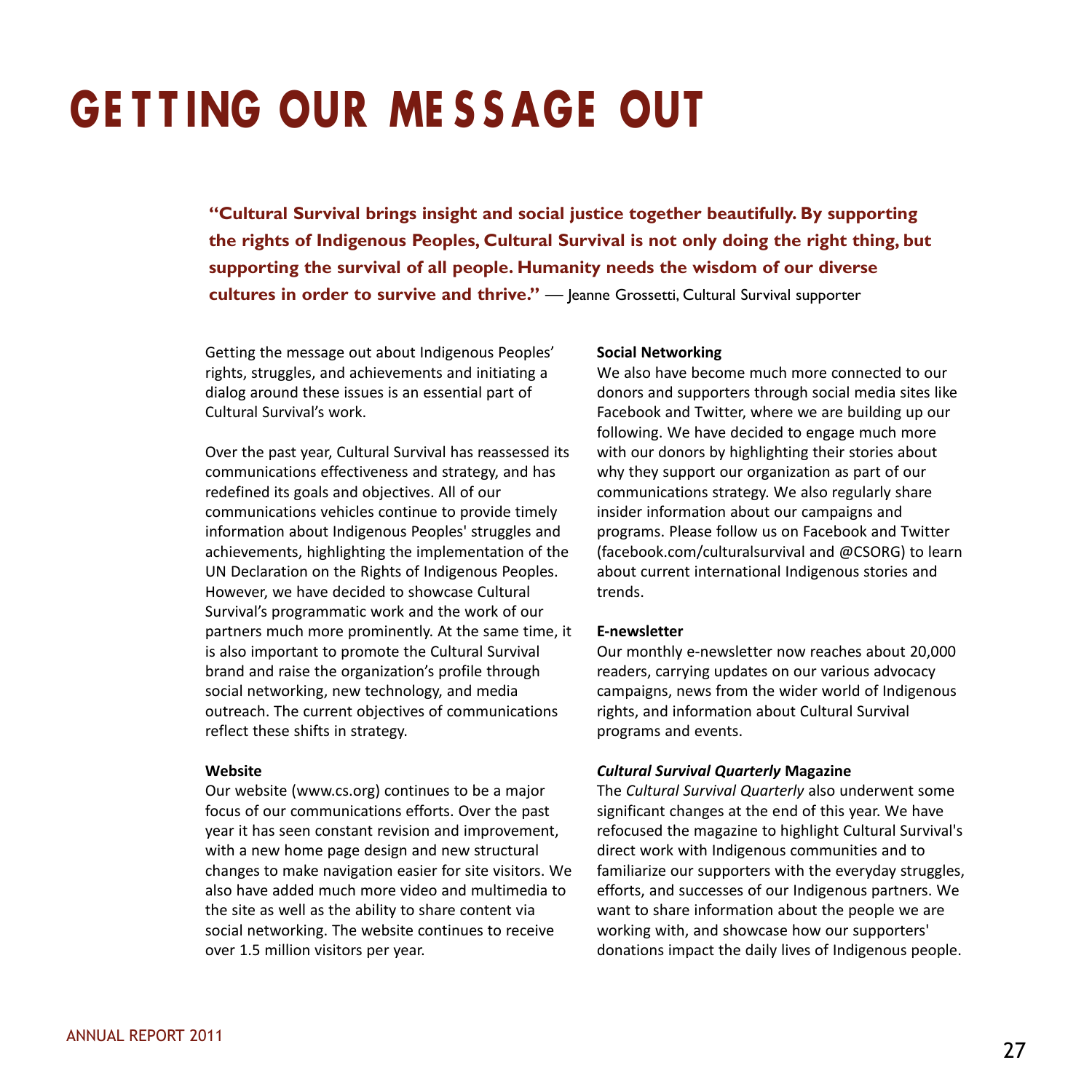# GETTING OUR MESSAGE OUT

**"Cultural Survival brings insight and social justice together beautifully. By supporting the rights of Indigenous Peoples, Cultural Survival is not only doing the right thing, but supporting the survival of all people. Humanity needs the wisdom of our diverse cultures in order to survive and thrive."** — Jeanne Grossetti, Cultural Survival supporter

Getting the message out about Indigenous Peoples' rights, struggles, and achievements and initiating a dialog around these issues is an essential part of Cultural Survival's work.

Over the past year, Cultural Survival has reassessed its communications effectiveness and strategy, and has redefined its goals and objectives. All of our communications vehicles continue to provide timely information about Indigenous Peoples' struggles and achievements, highlighting the implementation of the UN Declaration on the Rights of Indigenous Peoples. However, we have decided to showcase Cultural Survival's programmatic work and the work of our partners much more prominently. At the same time, it is also important to promote the Cultural Survival brand and raise the organization's profile through social networking, new technology, and media outreach. The current objectives of communications reflect these shifts in strategy.

**Website**

Our website (www.cs.org) continues to be a major focus of our communications efforts. Over the past year it has seen constant revision and improvement, with a new home page design and new structural changes to make navigation easier for site visitors. We also have added much more video and multimedia to the site as well as the ability to share content via social networking. The website continues to receive over 1.5 million visitors per year.

**Social Networking**

We also have become much more connected to our donors and supporters through social media sites like Facebook and Twitter, where we are building up our following. We have decided to engage much more with our donors by highlighting their stories about why they support our organization as part of our communications strategy. We also regularly share insider information about our campaigns and programs. Please follow us on Facebook and Twitter (facebook.com/culturalsurvival and @CSORG) to learn about current international Indigenous stories and trends.

**E-newsletter**

Our monthly e-newsletter now reaches about 20,000 readers, carrying updates on our various advocacy campaigns, news from the wider world of Indigenous rights, and information about Cultural Survival programs and events.

***Cultural Survival Quarterly* Magazine**

The *Cultural Survival Quarterly* also underwent some significant changes at the end of this year. We have refocused the magazine to highlight Cultural Survival's direct work with Indigenous communities and to familiarize our supporters with the everyday struggles, efforts, and successes of our Indigenous partners. We want to share information about the people we are working with, and showcase how our supporters' donations impact the daily lives of Indigenous people.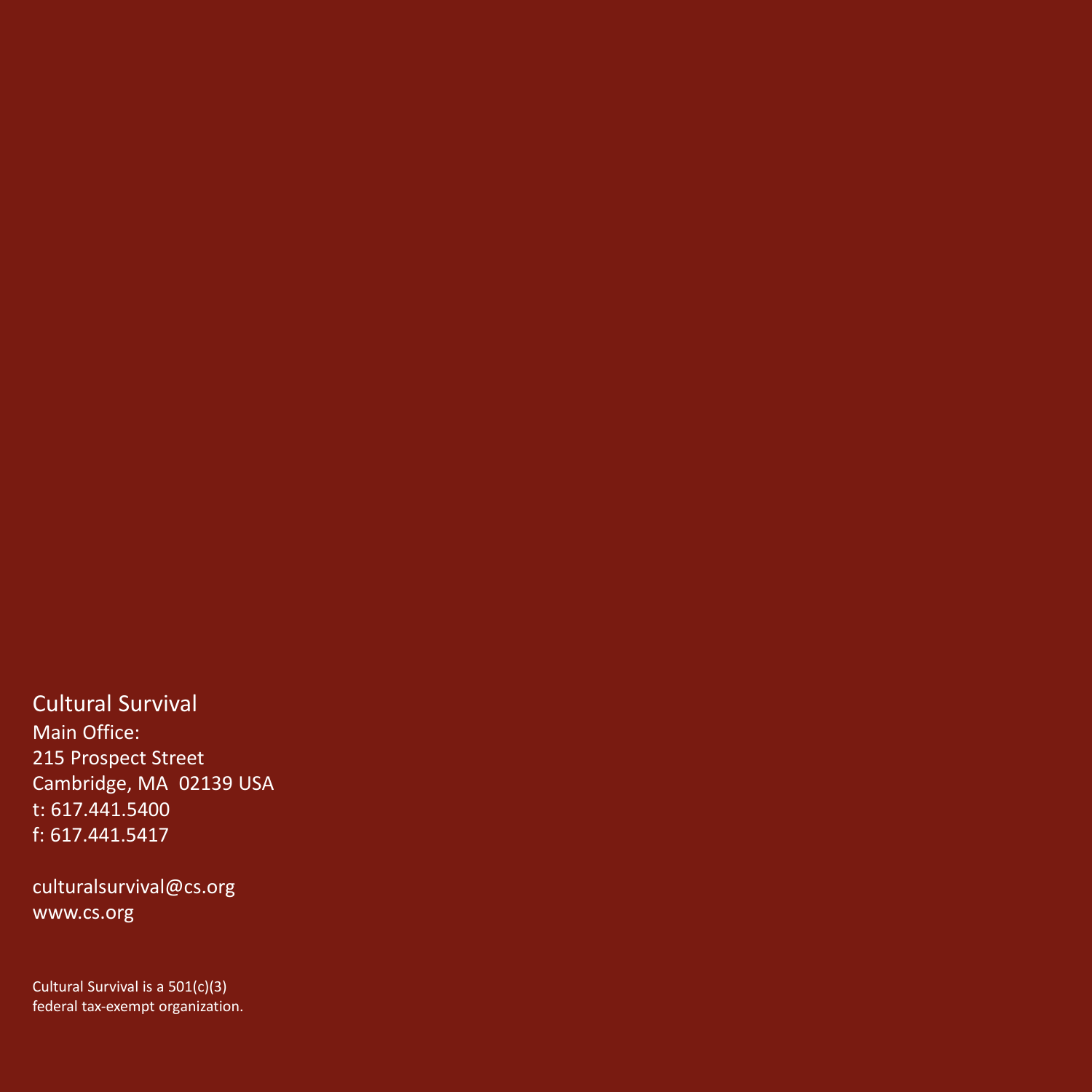Cultural Survival

Main Office:
215 Prospect Street
Cambridge, MA 02139 USA
t: 617.441.5400
f: 617.441.5417

culturalsurvival@cs.org
www.cs.org

Cultural Survival is a 501(c)(3)
federal tax-exempt organization.